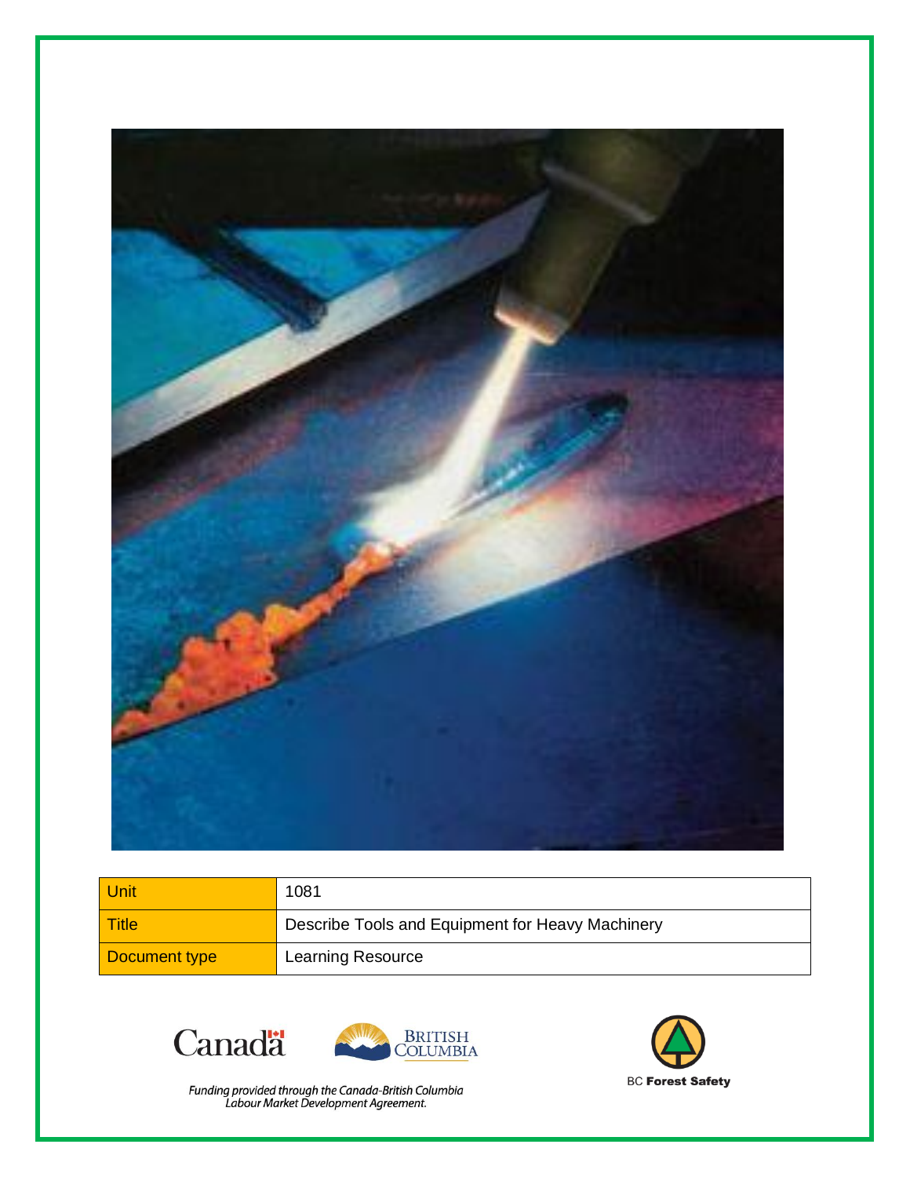| Unit | 1081 |
|---|---|
| Title | Describe Tools and Equipment for Heavy Machinery |
| Document type | Learning Resource |

Canada

BRITISH COLUMBIA

BC Forest Safety

*Funding provided through the Canada-British Columbia Labour Market Development Agreement.*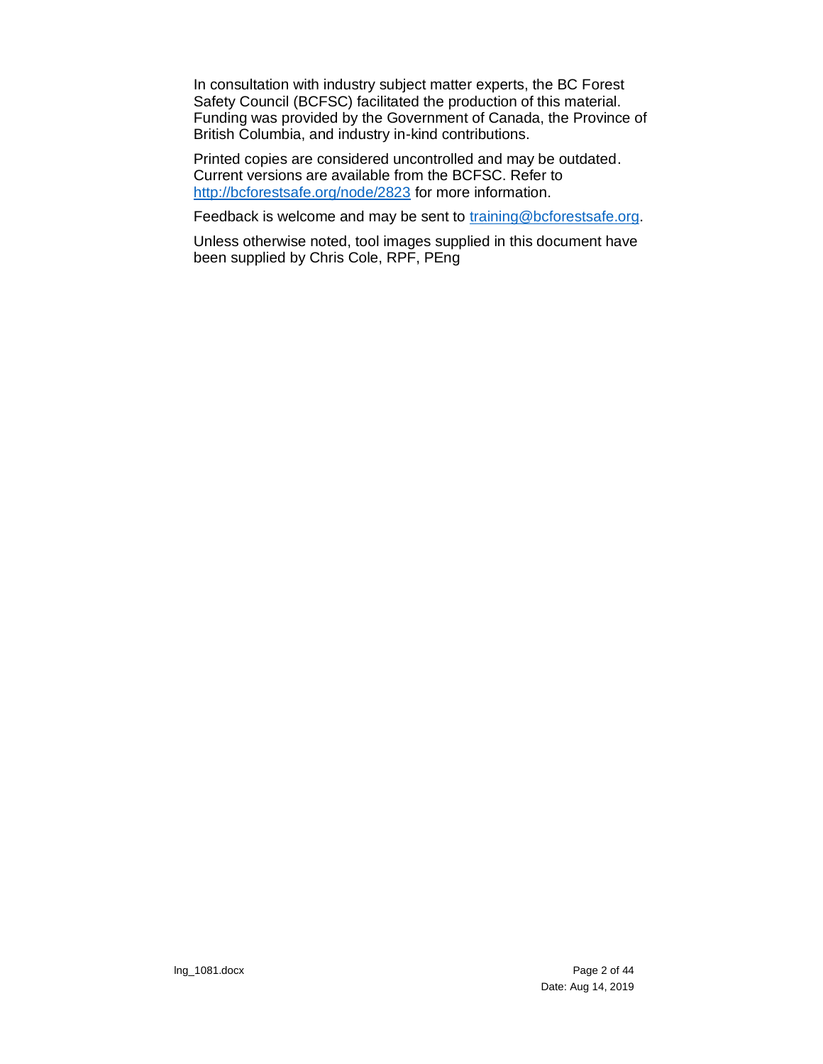In consultation with industry subject matter experts, the BC Forest Safety Council (BCFSC) facilitated the production of this material. Funding was provided by the Government of Canada, the Province of British Columbia, and industry in-kind contributions.

Printed copies are considered uncontrolled and may be outdated. Current versions are available from the BCFSC. Refer to http://bcforestsafe.org/node/2823 for more information.

Feedback is welcome and may be sent to training@bcforestsafe.org.

Unless otherwise noted, tool images supplied in this document have been supplied by Chris Cole, RPF, PEng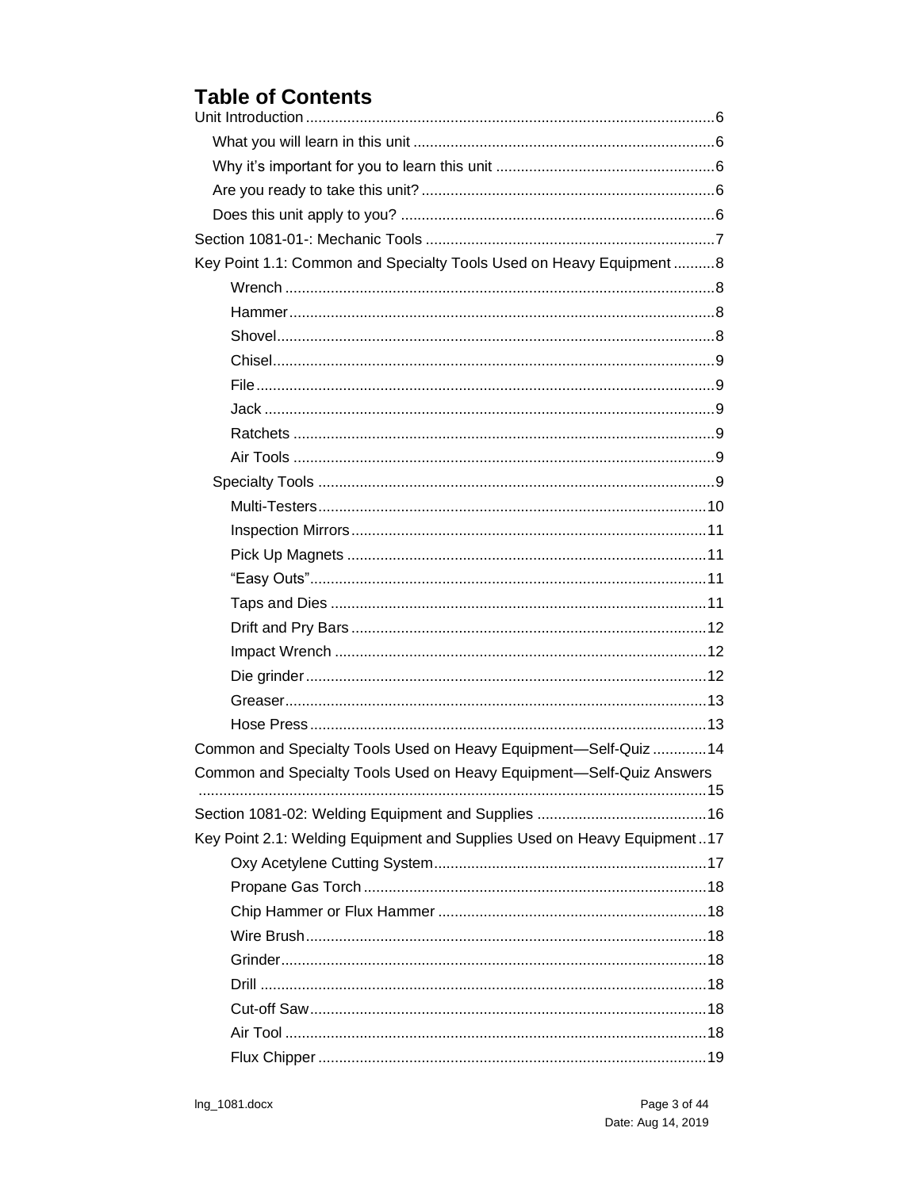# Table of Contents

- Unit Introduction ... 6
  - What you will learn in this unit ... 6
  - Why it's important for you to learn this unit ... 6
  - Are you ready to take this unit? ... 6
  - Does this unit apply to you? ... 6
- Section 1081-01-: Mechanic Tools ... 7
- Key Point 1.1: Common and Specialty Tools Used on Heavy Equipment ... 8
    - Wrench ... 8
    - Hammer ... 8
    - Shovel ... 8
    - Chisel ... 9
    - File ... 9
    - Jack ... 9
    - Ratchets ... 9
    - Air Tools ... 9
  - Specialty Tools ... 9
    - Multi-Testers ... 10
    - Inspection Mirrors ... 11
    - Pick Up Magnets ... 11
    - "Easy Outs" ... 11
    - Taps and Dies ... 11
    - Drift and Pry Bars ... 12
    - Impact Wrench ... 12
    - Die grinder ... 12
    - Greaser ... 13
    - Hose Press ... 13
- Common and Specialty Tools Used on Heavy Equipment—Self-Quiz ... 14
- Common and Specialty Tools Used on Heavy Equipment—Self-Quiz Answers ... 15
- Section 1081-02: Welding Equipment and Supplies ... 16
- Key Point 2.1: Welding Equipment and Supplies Used on Heavy Equipment ... 17
    - Oxy Acetylene Cutting System ... 17
    - Propane Gas Torch ... 18
    - Chip Hammer or Flux Hammer ... 18
    - Wire Brush ... 18
    - Grinder ... 18
    - Drill ... 18
    - Cut-off Saw ... 18
    - Air Tool ... 18
    - Flux Chipper ... 19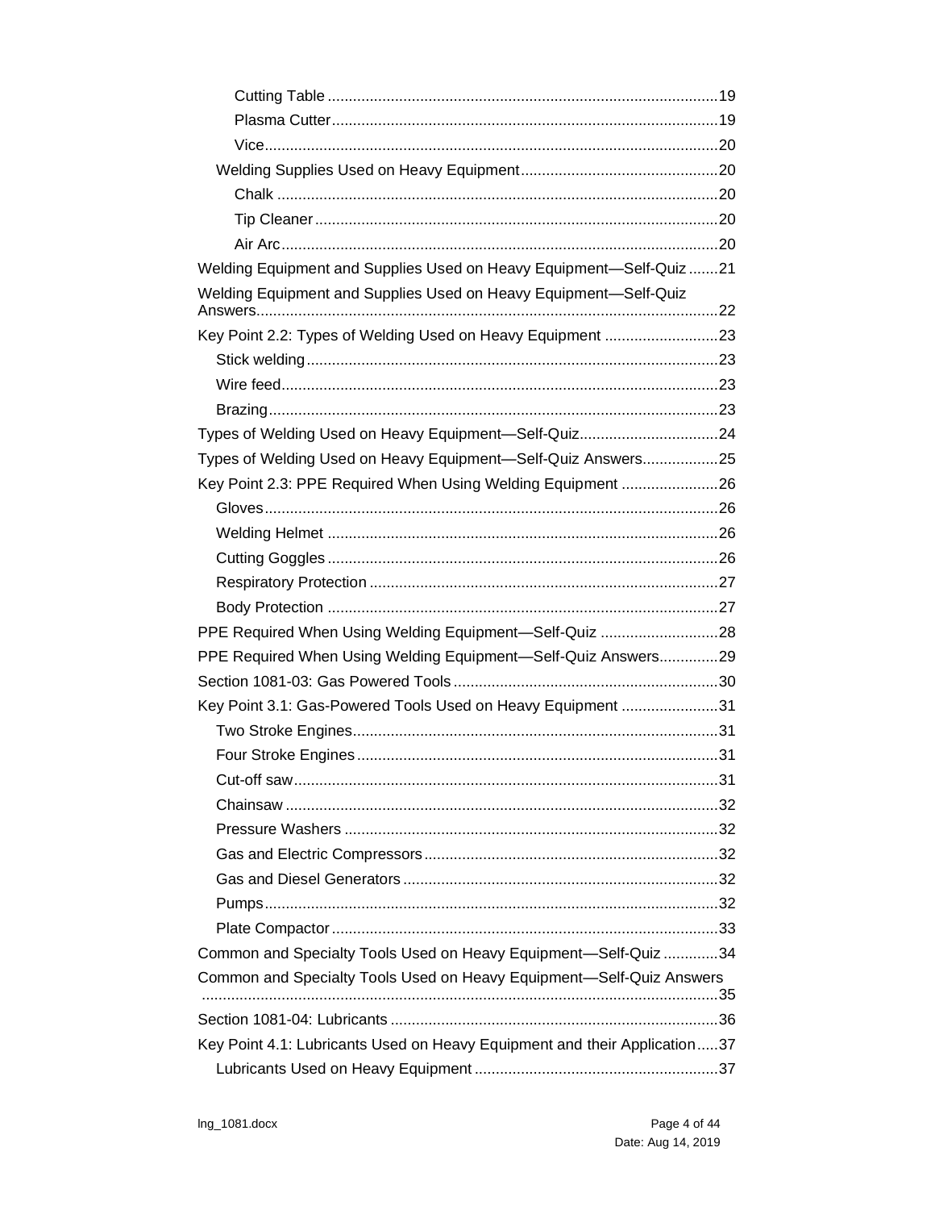- Cutting Table ....................................................................................19
- Plasma Cutter....................................................................................19
- Vice....................................................................................................20

Welding Supplies Used on Heavy Equipment..............................................20

- Chalk ..................................................................................................20
- Tip Cleaner.........................................................................................20
- Air Arc.................................................................................................20

Welding Equipment and Supplies Used on Heavy Equipment—Self-Quiz .......21

Welding Equipment and Supplies Used on Heavy Equipment—Self-Quiz Answers.............................................................................................................22

Key Point 2.2: Types of Welding Used on Heavy Equipment ..........................23

- Stick welding.........................................................................................23
- Wire feed...............................................................................................23
- Brazing..................................................................................................23

Types of Welding Used on Heavy Equipment—Self-Quiz.................................24

Types of Welding Used on Heavy Equipment—Self-Quiz Answers..................25

Key Point 2.3: PPE Required When Using Welding Equipment .......................26

- Gloves...................................................................................................26
- Welding Helmet ....................................................................................26
- Cutting Goggles ....................................................................................26
- Respiratory Protection ..........................................................................27
- Body Protection ....................................................................................27

PPE Required When Using Welding Equipment—Self-Quiz ............................28

PPE Required When Using Welding Equipment—Self-Quiz Answers..............29

Section 1081-03: Gas Powered Tools ..............................................................30

Key Point 3.1: Gas-Powered Tools Used on Heavy Equipment .......................31

- Two Stroke Engines..............................................................................31
- Four Stroke Engines .............................................................................31
- Cut-off saw............................................................................................31
- Chainsaw ..............................................................................................32
- Pressure Washers .................................................................................32
- Gas and Electric Compressors..............................................................32
- Gas and Diesel Generators ...................................................................32
- Pumps...................................................................................................32
- Plate Compactor ...................................................................................33

Common and Specialty Tools Used on Heavy Equipment—Self-Quiz .............34

Common and Specialty Tools Used on Heavy Equipment—Self-Quiz Answers ...................................................................................................................35

Section 1081-04: Lubricants .............................................................................36

Key Point 4.1: Lubricants Used on Heavy Equipment and their Application.....37

- Lubricants Used on Heavy Equipment ..................................................37

lng_1081.docx

Date: Aug 14, 2019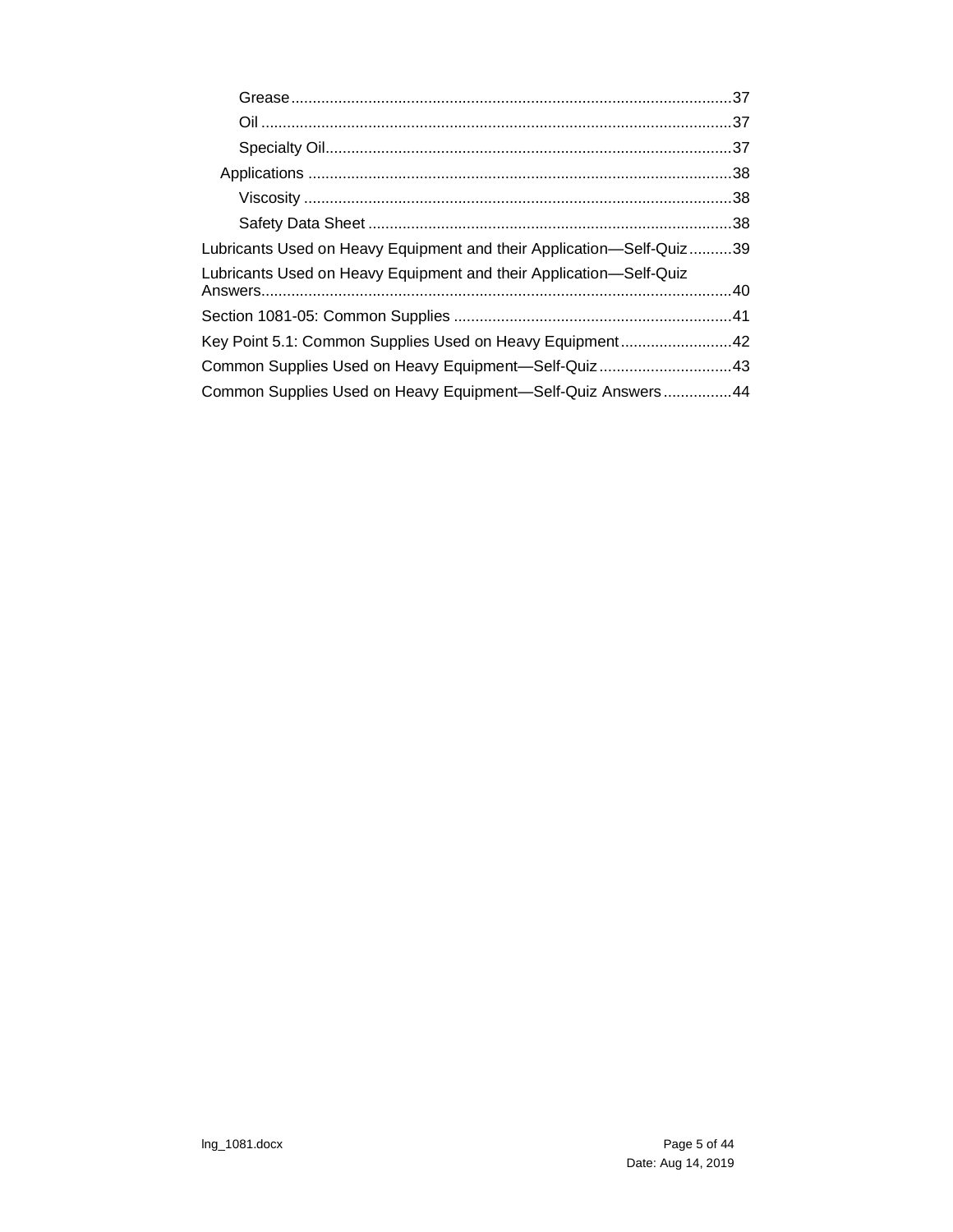- Grease ..... 37
- Oil ..... 37
- Specialty Oil ..... 37
- Applications ..... 38
  - Viscosity ..... 38
  - Safety Data Sheet ..... 38

Lubricants Used on Heavy Equipment and their Application—Self-Quiz ..... 39

Lubricants Used on Heavy Equipment and their Application—Self-Quiz Answers ..... 40

Section 1081-05: Common Supplies ..... 41

Key Point 5.1: Common Supplies Used on Heavy Equipment ..... 42

Common Supplies Used on Heavy Equipment—Self-Quiz ..... 43

Common Supplies Used on Heavy Equipment—Self-Quiz Answers ..... 44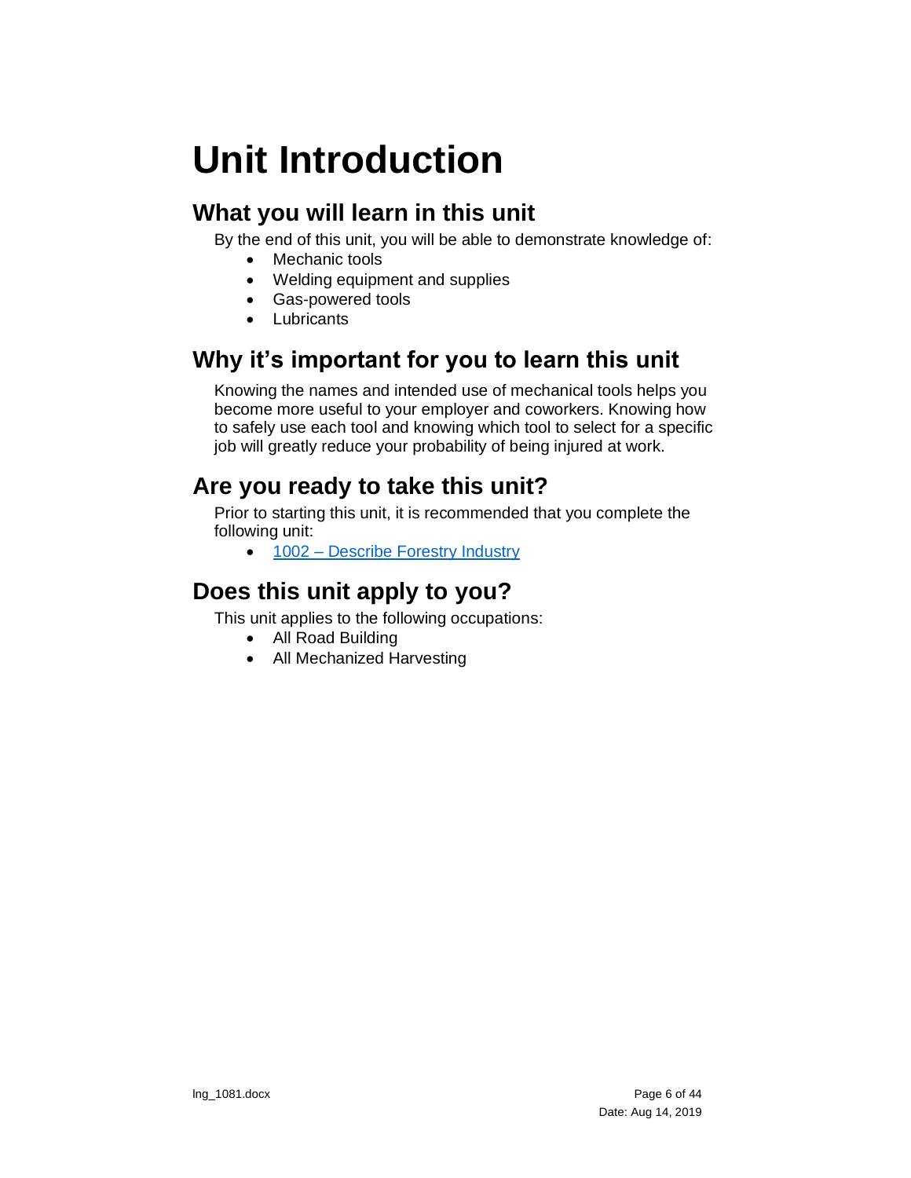# Unit Introduction

## What you will learn in this unit

By the end of this unit, you will be able to demonstrate knowledge of:

- Mechanic tools
- Welding equipment and supplies
- Gas-powered tools
- Lubricants

## Why it's important for you to learn this unit

Knowing the names and intended use of mechanical tools helps you become more useful to your employer and coworkers. Knowing how to safely use each tool and knowing which tool to select for a specific job will greatly reduce your probability of being injured at work.

## Are you ready to take this unit?

Prior to starting this unit, it is recommended that you complete the following unit:

- 1002 – Describe Forestry Industry

## Does this unit apply to you?

This unit applies to the following occupations:

- All Road Building
- All Mechanized Harvesting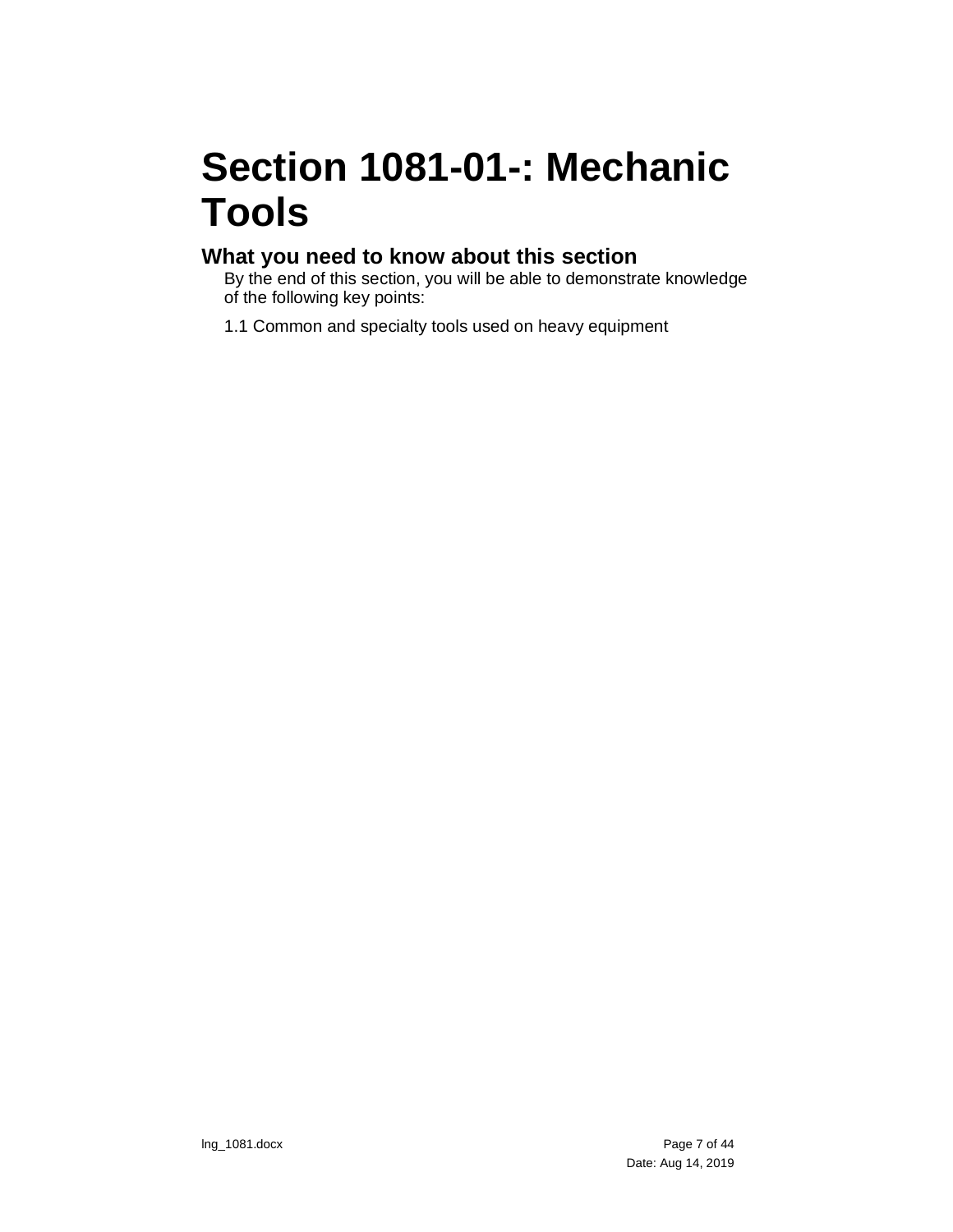# Section 1081-01-: Mechanic Tools

## What you need to know about this section

By the end of this section, you will be able to demonstrate knowledge of the following key points:

1.1 Common and specialty tools used on heavy equipment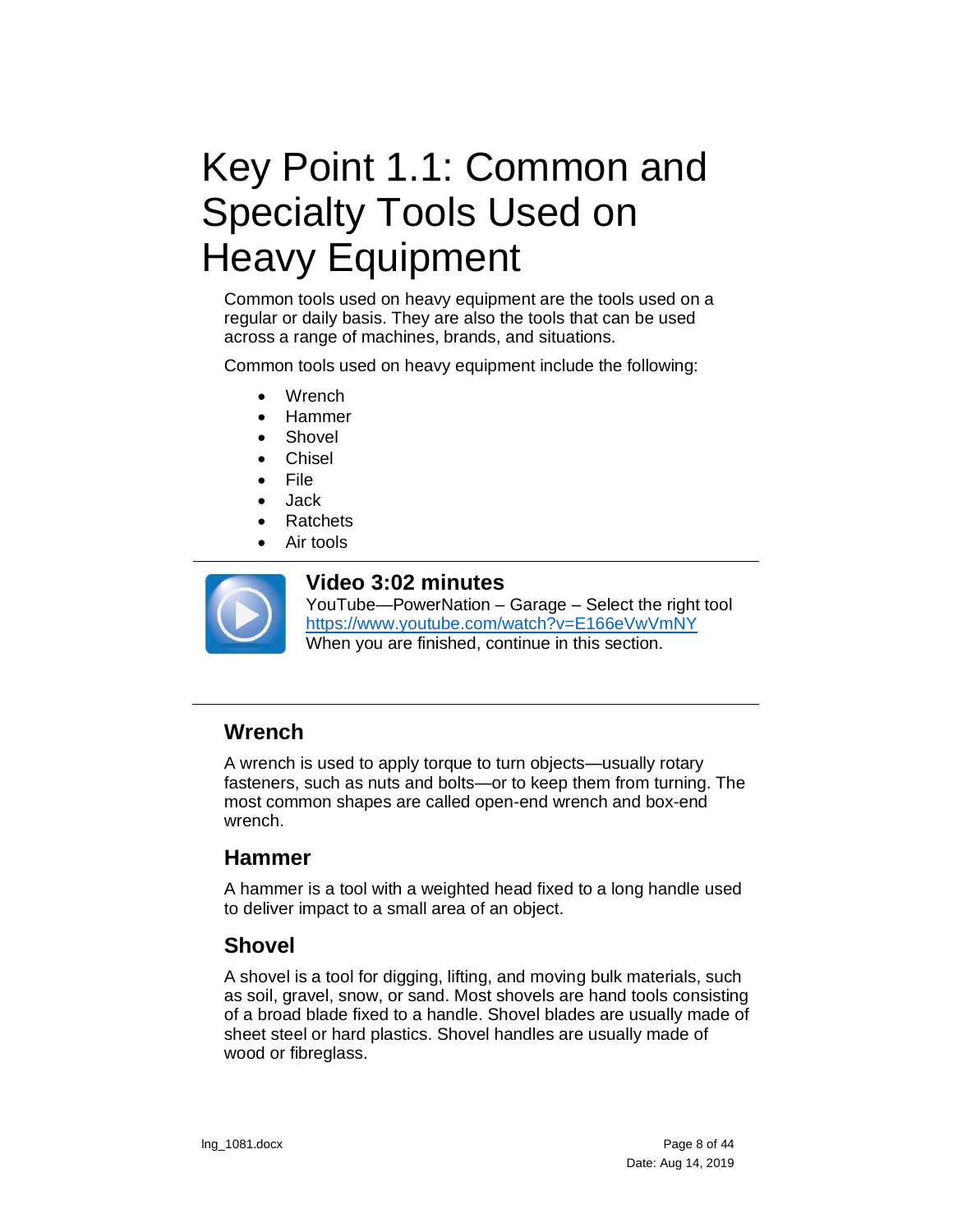# Key Point 1.1: Common and Specialty Tools Used on Heavy Equipment

Common tools used on heavy equipment are the tools used on a regular or daily basis. They are also the tools that can be used across a range of machines, brands, and situations.

Common tools used on heavy equipment include the following:

- Wrench
- Hammer
- Shovel
- Chisel
- File
- Jack
- Ratchets
- Air tools

---

**Video 3:02 minutes**
YouTube—PowerNation – Garage – Select the right tool
https://www.youtube.com/watch?v=E166eVwVmNY
When you are finished, continue in this section.

---

## Wrench

A wrench is used to apply torque to turn objects—usually rotary fasteners, such as nuts and bolts—or to keep them from turning. The most common shapes are called open-end wrench and box-end wrench.

## Hammer

A hammer is a tool with a weighted head fixed to a long handle used to deliver impact to a small area of an object.

## Shovel

A shovel is a tool for digging, lifting, and moving bulk materials, such as soil, gravel, snow, or sand. Most shovels are hand tools consisting of a broad blade fixed to a handle. Shovel blades are usually made of sheet steel or hard plastics. Shovel handles are usually made of wood or fibreglass.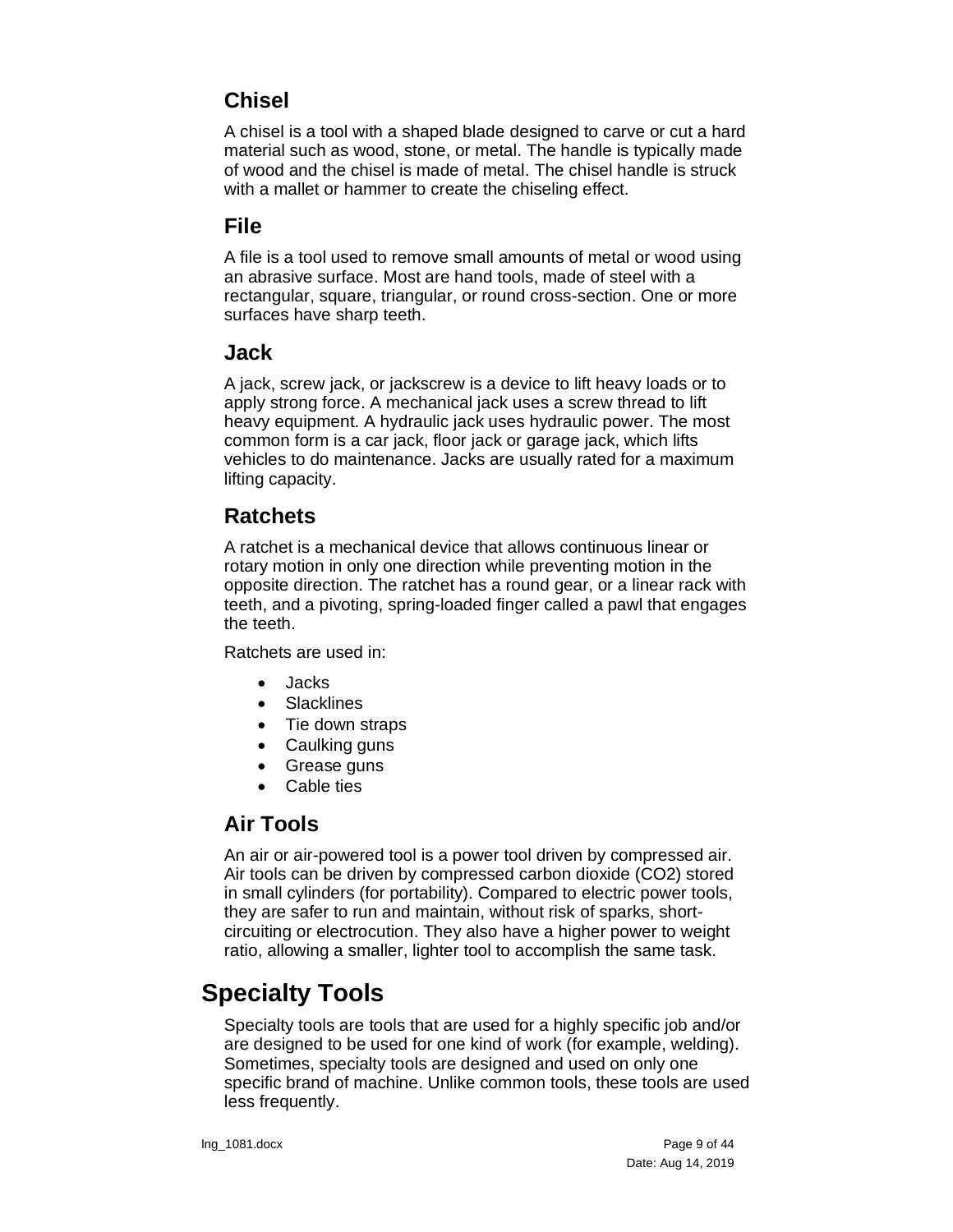### Chisel

A chisel is a tool with a shaped blade designed to carve or cut a hard material such as wood, stone, or metal. The handle is typically made of wood and the chisel is made of metal. The chisel handle is struck with a mallet or hammer to create the chiseling effect.

### File

A file is a tool used to remove small amounts of metal or wood using an abrasive surface. Most are hand tools, made of steel with a rectangular, square, triangular, or round cross-section. One or more surfaces have sharp teeth.

### Jack

A jack, screw jack, or jackscrew is a device to lift heavy loads or to apply strong force. A mechanical jack uses a screw thread to lift heavy equipment. A hydraulic jack uses hydraulic power. The most common form is a car jack, floor jack or garage jack, which lifts vehicles to do maintenance. Jacks are usually rated for a maximum lifting capacity.

### Ratchets

A ratchet is a mechanical device that allows continuous linear or rotary motion in only one direction while preventing motion in the opposite direction. The ratchet has a round gear, or a linear rack with teeth, and a pivoting, spring-loaded finger called a pawl that engages the teeth.

Ratchets are used in:

- Jacks
- Slacklines
- Tie down straps
- Caulking guns
- Grease guns
- Cable ties

### Air Tools

An air or air-powered tool is a power tool driven by compressed air. Air tools can be driven by compressed carbon dioxide ($CO_2$) stored in small cylinders (for portability). Compared to electric power tools, they are safer to run and maintain, without risk of sparks, short-circuiting or electrocution. They also have a higher power to weight ratio, allowing a smaller, lighter tool to accomplish the same task.

## Specialty Tools

Specialty tools are tools that are used for a highly specific job and/or are designed to be used for one kind of work (for example, welding). Sometimes, specialty tools are designed and used on only one specific brand of machine. Unlike common tools, these tools are used less frequently.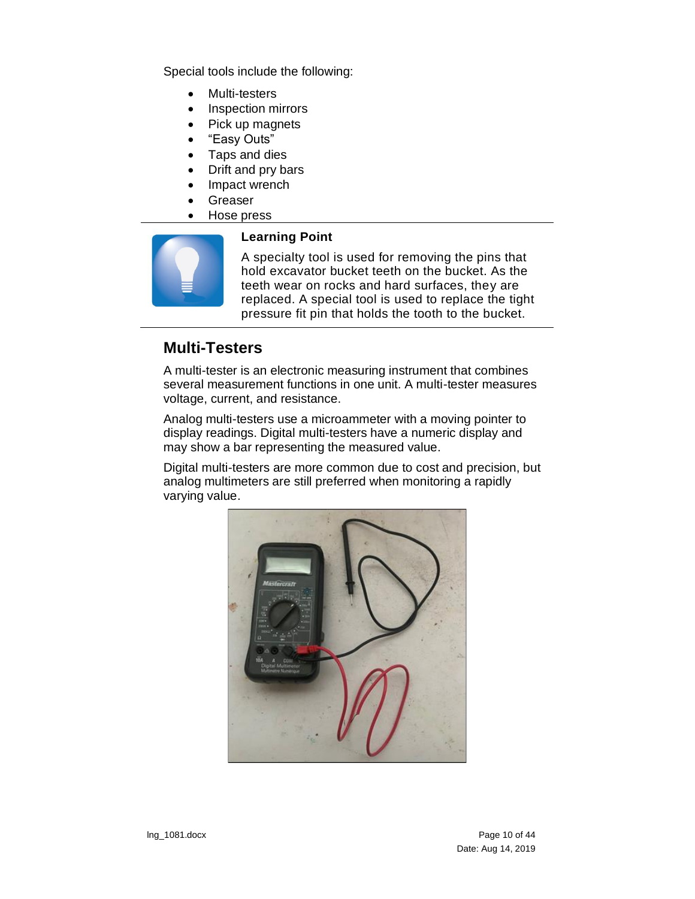Special tools include the following:

- Multi-testers
- Inspection mirrors
- Pick up magnets
- "Easy Outs"
- Taps and dies
- Drift and pry bars
- Impact wrench
- Greaser
- Hose press

**Learning Point**

A specialty tool is used for removing the pins that hold excavator bucket teeth on the bucket. As the teeth wear on rocks and hard surfaces, they are replaced. A special tool is used to replace the tight pressure fit pin that holds the tooth to the bucket.

## Multi-Testers

A multi-tester is an electronic measuring instrument that combines several measurement functions in one unit. A multi-tester measures voltage, current, and resistance.

Analog multi-testers use a microammeter with a moving pointer to display readings. Digital multi-testers have a numeric display and may show a bar representing the measured value.

Digital multi-testers are more common due to cost and precision, but analog multimeters are still preferred when monitoring a rapidly varying value.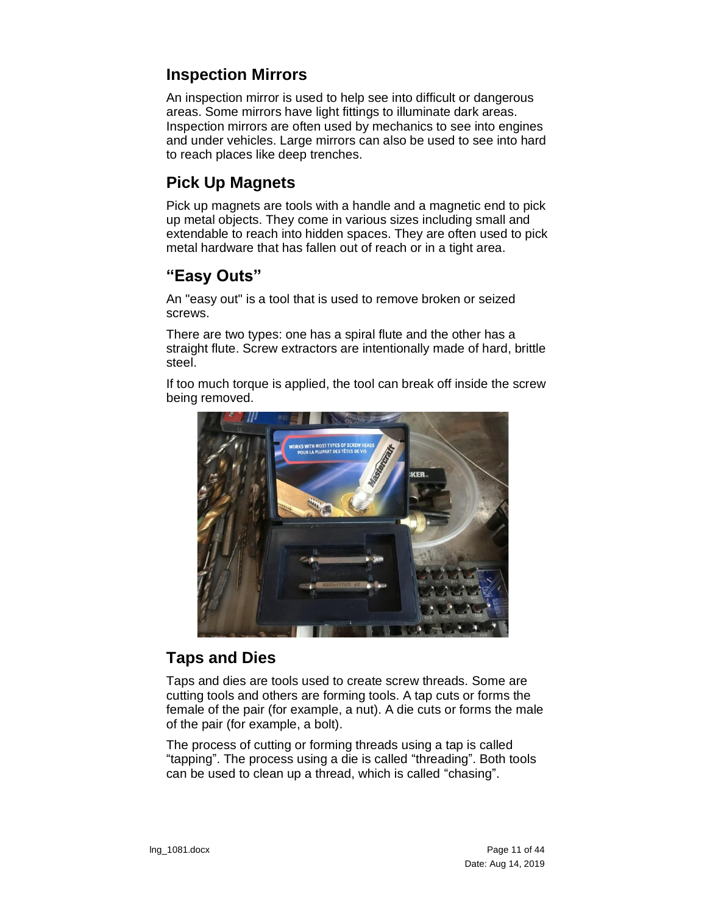## Inspection Mirrors

An inspection mirror is used to help see into difficult or dangerous areas. Some mirrors have light fittings to illuminate dark areas. Inspection mirrors are often used by mechanics to see into engines and under vehicles. Large mirrors can also be used to see into hard to reach places like deep trenches.

## Pick Up Magnets

Pick up magnets are tools with a handle and a magnetic end to pick up metal objects. They come in various sizes including small and extendable to reach into hidden spaces. They are often used to pick metal hardware that has fallen out of reach or in a tight area.

## "Easy Outs"

An "easy out" is a tool that is used to remove broken or seized screws.

There are two types: one has a spiral flute and the other has a straight flute. Screw extractors are intentionally made of hard, brittle steel.

If too much torque is applied, the tool can break off inside the screw being removed.

## Taps and Dies

Taps and dies are tools used to create screw threads. Some are cutting tools and others are forming tools. A tap cuts or forms the female of the pair (for example, a nut). A die cuts or forms the male of the pair (for example, a bolt).

The process of cutting or forming threads using a tap is called "tapping". The process using a die is called "threading". Both tools can be used to clean up a thread, which is called "chasing".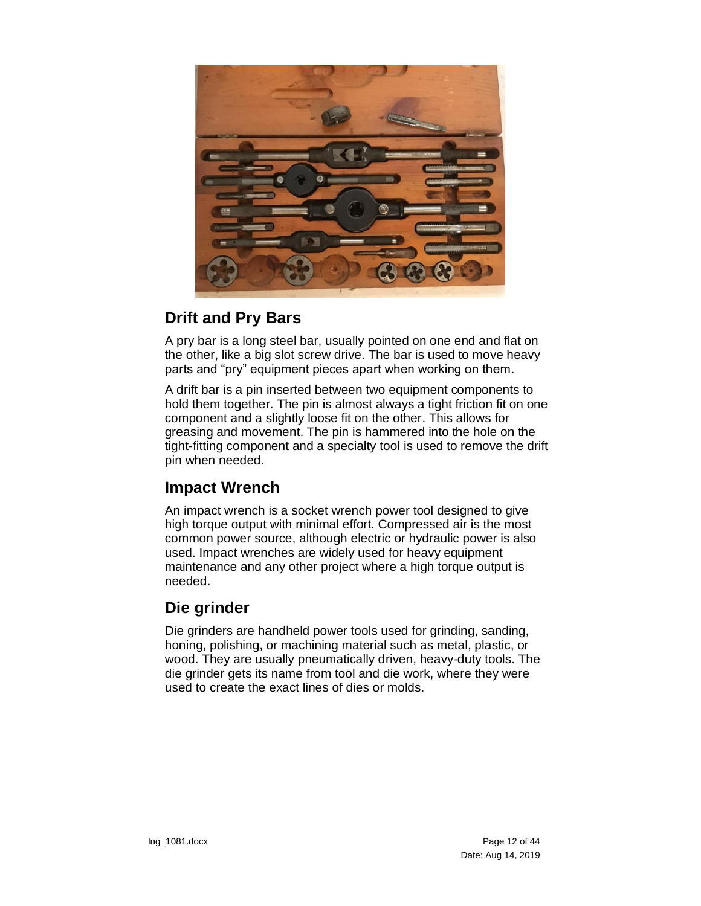## Drift and Pry Bars

A pry bar is a long steel bar, usually pointed on one end and flat on the other, like a big slot screw drive. The bar is used to move heavy parts and "pry" equipment pieces apart when working on them.

A drift bar is a pin inserted between two equipment components to hold them together. The pin is almost always a tight friction fit on one component and a slightly loose fit on the other. This allows for greasing and movement. The pin is hammered into the hole on the tight-fitting component and a specialty tool is used to remove the drift pin when needed.

## Impact Wrench

An impact wrench is a socket wrench power tool designed to give high torque output with minimal effort. Compressed air is the most common power source, although electric or hydraulic power is also used. Impact wrenches are widely used for heavy equipment maintenance and any other project where a high torque output is needed.

## Die grinder

Die grinders are handheld power tools used for grinding, sanding, honing, polishing, or machining material such as metal, plastic, or wood. They are usually pneumatically driven, heavy-duty tools. The die grinder gets its name from tool and die work, where they were used to create the exact lines of dies or molds.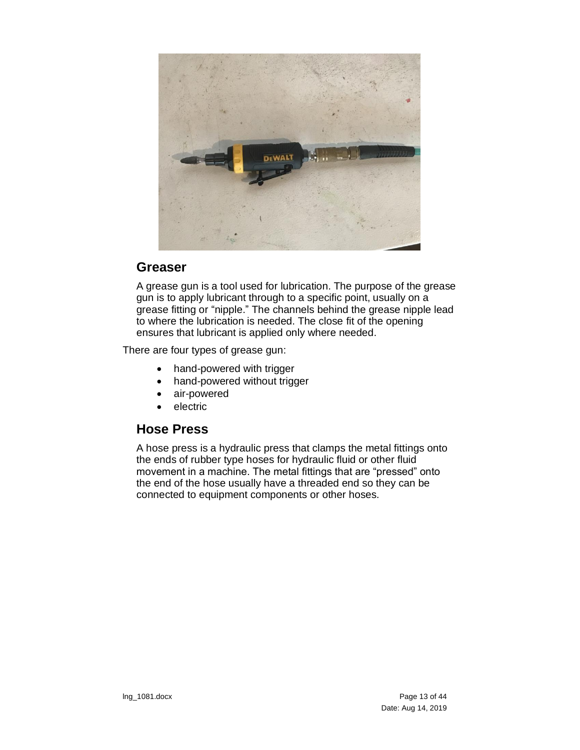## Greaser

A grease gun is a tool used for lubrication. The purpose of the grease gun is to apply lubricant through to a specific point, usually on a grease fitting or "nipple." The channels behind the grease nipple lead to where the lubrication is needed. The close fit of the opening ensures that lubricant is applied only where needed.

There are four types of grease gun:

- hand-powered with trigger
- hand-powered without trigger
- air-powered
- electric

## Hose Press

A hose press is a hydraulic press that clamps the metal fittings onto the ends of rubber type hoses for hydraulic fluid or other fluid movement in a machine. The metal fittings that are "pressed" onto the end of the hose usually have a threaded end so they can be connected to equipment components or other hoses.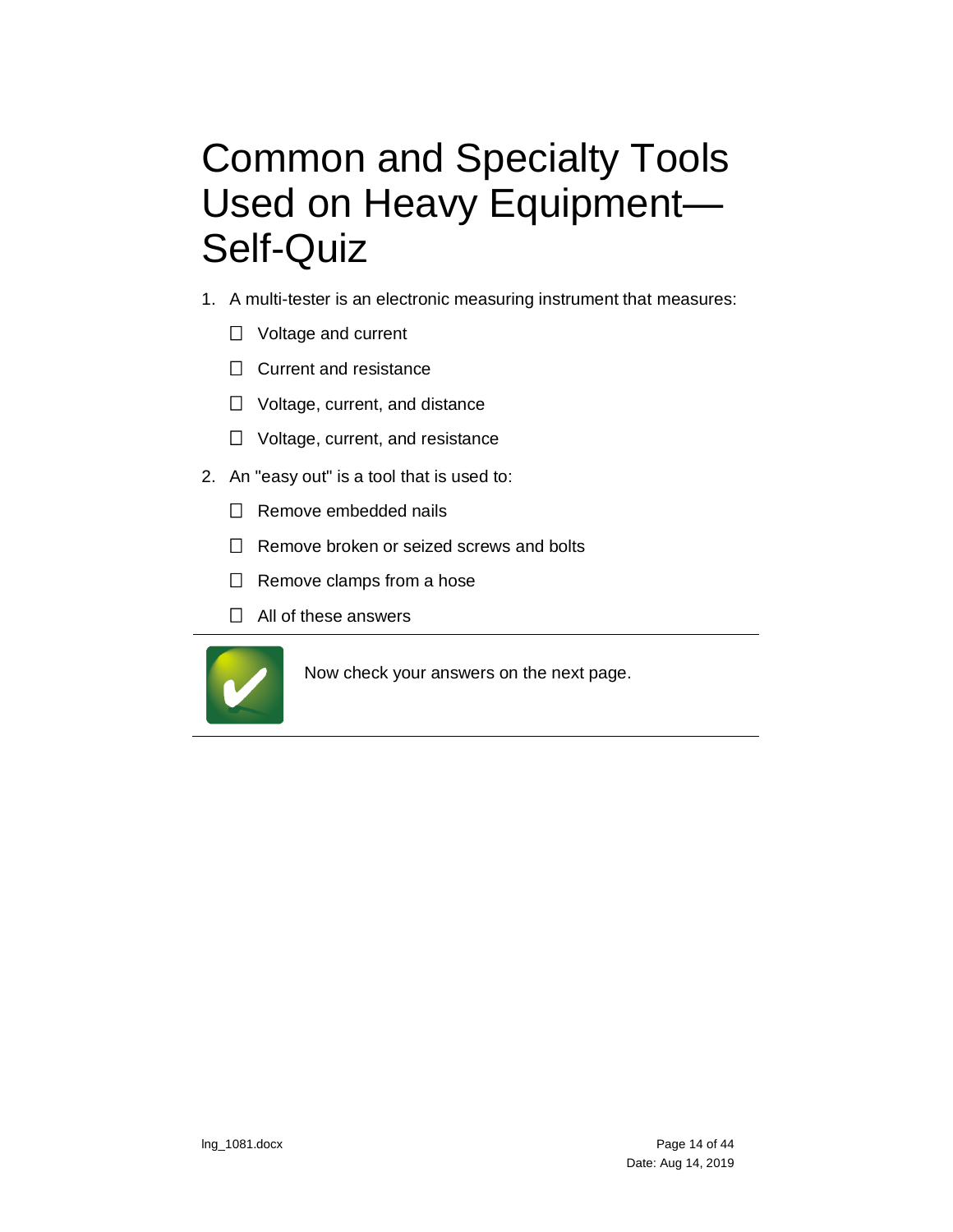# Common and Specialty Tools Used on Heavy Equipment—Self-Quiz

1. A multi-tester is an electronic measuring instrument that measures:

   - ☐ Voltage and current
   - ☐ Current and resistance
   - ☐ Voltage, current, and distance
   - ☐ Voltage, current, and resistance

2. An "easy out" is a tool that is used to:

   - ☐ Remove embedded nails
   - ☐ Remove broken or seized screws and bolts
   - ☐ Remove clamps from a hose
   - ☐ All of these answers

---

Now check your answers on the next page.

---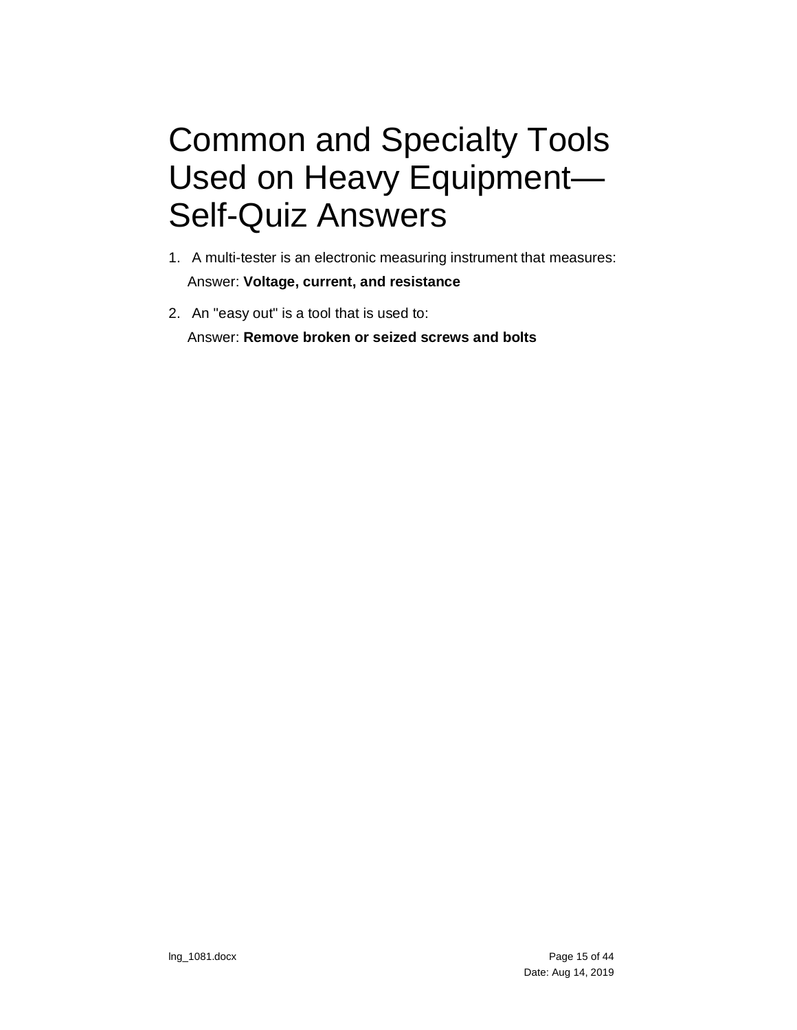# Common and Specialty Tools Used on Heavy Equipment—Self-Quiz Answers

1. A multi-tester is an electronic measuring instrument that measures:
   Answer: **Voltage, current, and resistance**

2. An "easy out" is a tool that is used to:
   Answer: **Remove broken or seized screws and bolts**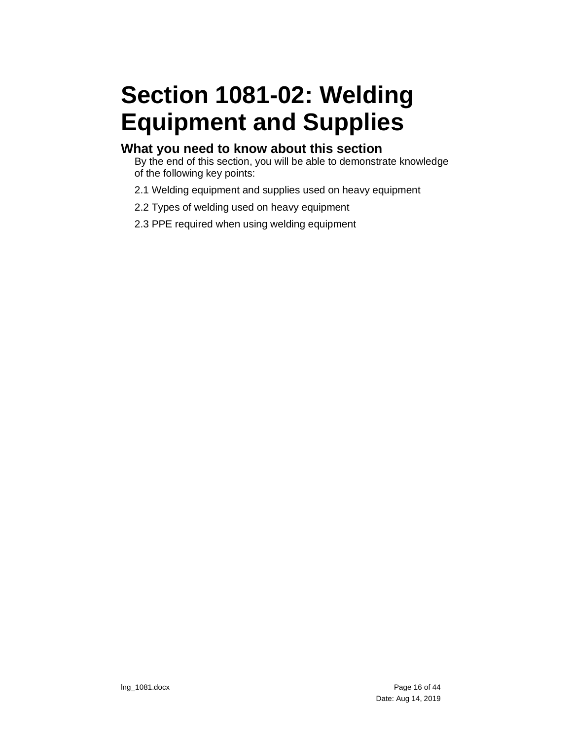# Section 1081-02: Welding Equipment and Supplies

## What you need to know about this section

By the end of this section, you will be able to demonstrate knowledge of the following key points:

2.1 Welding equipment and supplies used on heavy equipment

2.2 Types of welding used on heavy equipment

2.3 PPE required when using welding equipment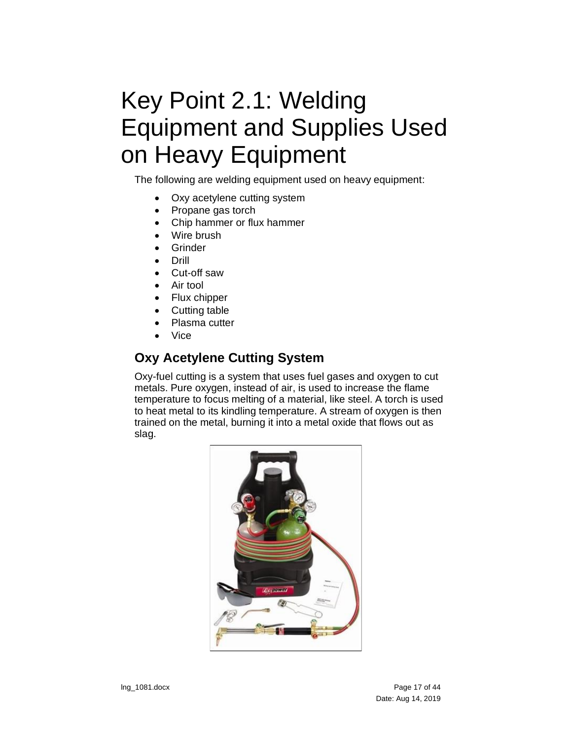# Key Point 2.1: Welding Equipment and Supplies Used on Heavy Equipment

The following are welding equipment used on heavy equipment:

- Oxy acetylene cutting system
- Propane gas torch
- Chip hammer or flux hammer
- Wire brush
- Grinder
- Drill
- Cut-off saw
- Air tool
- Flux chipper
- Cutting table
- Plasma cutter
- Vice

## Oxy Acetylene Cutting System

Oxy-fuel cutting is a system that uses fuel gases and oxygen to cut metals. Pure oxygen, instead of air, is used to increase the flame temperature to focus melting of a material, like steel. A torch is used to heat metal to its kindling temperature. A stream of oxygen is then trained on the metal, burning it into a metal oxide that flows out as slag.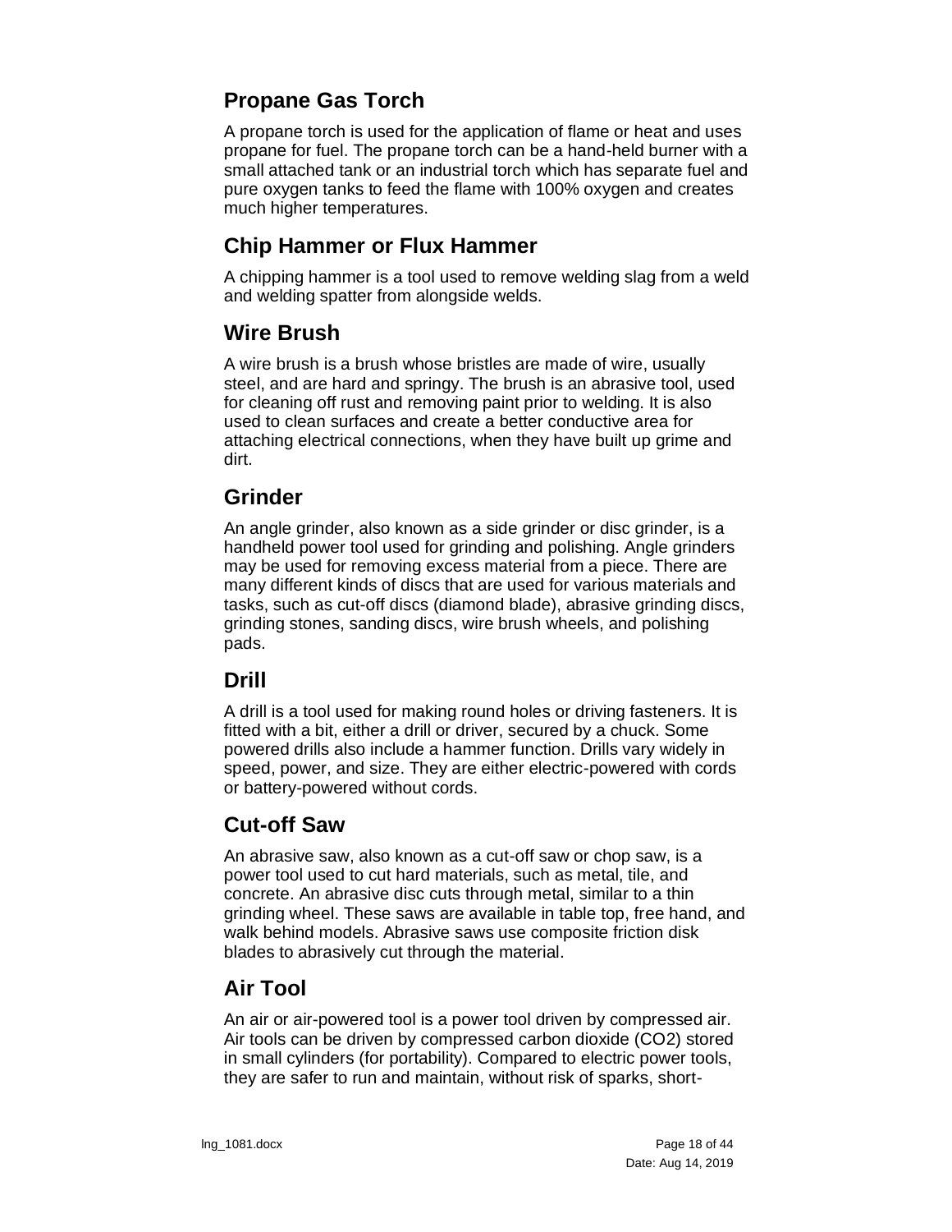## Propane Gas Torch

A propane torch is used for the application of flame or heat and uses propane for fuel. The propane torch can be a hand-held burner with a small attached tank or an industrial torch which has separate fuel and pure oxygen tanks to feed the flame with 100% oxygen and creates much higher temperatures.

## Chip Hammer or Flux Hammer

A chipping hammer is a tool used to remove welding slag from a weld and welding spatter from alongside welds.

## Wire Brush

A wire brush is a brush whose bristles are made of wire, usually steel, and are hard and springy. The brush is an abrasive tool, used for cleaning off rust and removing paint prior to welding. It is also used to clean surfaces and create a better conductive area for attaching electrical connections, when they have built up grime and dirt.

## Grinder

An angle grinder, also known as a side grinder or disc grinder, is a handheld power tool used for grinding and polishing. Angle grinders may be used for removing excess material from a piece. There are many different kinds of discs that are used for various materials and tasks, such as cut-off discs (diamond blade), abrasive grinding discs, grinding stones, sanding discs, wire brush wheels, and polishing pads.

## Drill

A drill is a tool used for making round holes or driving fasteners. It is fitted with a bit, either a drill or driver, secured by a chuck. Some powered drills also include a hammer function. Drills vary widely in speed, power, and size. They are either electric-powered with cords or battery-powered without cords.

## Cut-off Saw

An abrasive saw, also known as a cut-off saw or chop saw, is a power tool used to cut hard materials, such as metal, tile, and concrete. An abrasive disc cuts through metal, similar to a thin grinding wheel. These saws are available in table top, free hand, and walk behind models. Abrasive saws use composite friction disk blades to abrasively cut through the material.

## Air Tool

An air or air-powered tool is a power tool driven by compressed air. Air tools can be driven by compressed carbon dioxide ($CO_2$) stored in small cylinders (for portability). Compared to electric power tools, they are safer to run and maintain, without risk of sparks, short-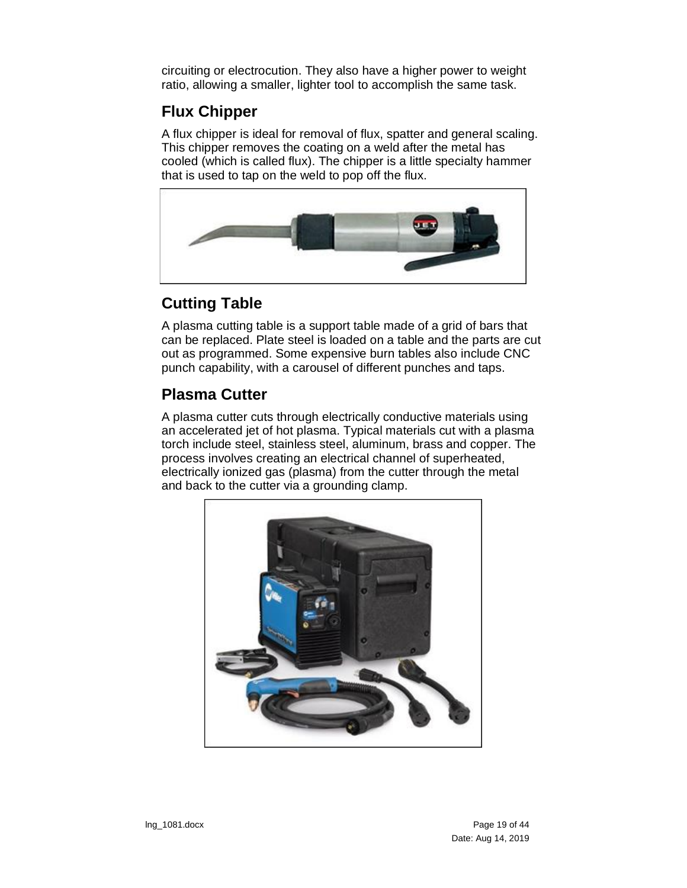circuiting or electrocution. They also have a higher power to weight ratio, allowing a smaller, lighter tool to accomplish the same task.

## Flux Chipper

A flux chipper is ideal for removal of flux, spatter and general scaling. This chipper removes the coating on a weld after the metal has cooled (which is called flux). The chipper is a little specialty hammer that is used to tap on the weld to pop off the flux.

## Cutting Table

A plasma cutting table is a support table made of a grid of bars that can be replaced. Plate steel is loaded on a table and the parts are cut out as programmed. Some expensive burn tables also include CNC punch capability, with a carousel of different punches and taps.

## Plasma Cutter

A plasma cutter cuts through electrically conductive materials using an accelerated jet of hot plasma. Typical materials cut with a plasma torch include steel, stainless steel, aluminum, brass and copper. The process involves creating an electrical channel of superheated, electrically ionized gas (plasma) from the cutter through the metal and back to the cutter via a grounding clamp.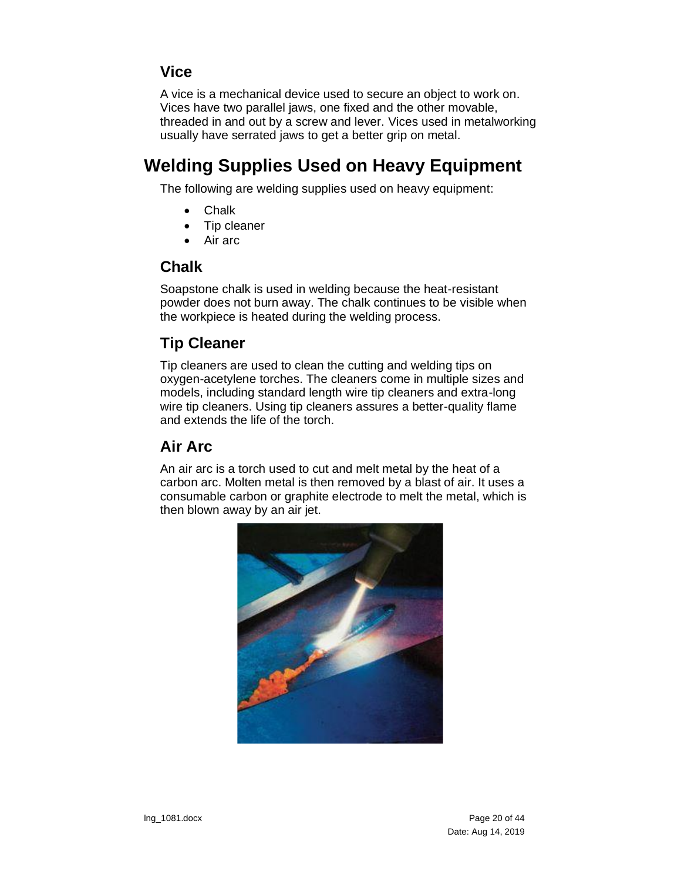### Vice

A vice is a mechanical device used to secure an object to work on. Vices have two parallel jaws, one fixed and the other movable, threaded in and out by a screw and lever. Vices used in metalworking usually have serrated jaws to get a better grip on metal.

## Welding Supplies Used on Heavy Equipment

The following are welding supplies used on heavy equipment:

- Chalk
- Tip cleaner
- Air arc

### Chalk

Soapstone chalk is used in welding because the heat-resistant powder does not burn away. The chalk continues to be visible when the workpiece is heated during the welding process.

### Tip Cleaner

Tip cleaners are used to clean the cutting and welding tips on oxygen-acetylene torches. The cleaners come in multiple sizes and models, including standard length wire tip cleaners and extra-long wire tip cleaners. Using tip cleaners assures a better-quality flame and extends the life of the torch.

### Air Arc

An air arc is a torch used to cut and melt metal by the heat of a carbon arc. Molten metal is then removed by a blast of air. It uses a consumable carbon or graphite electrode to melt the metal, which is then blown away by an air jet.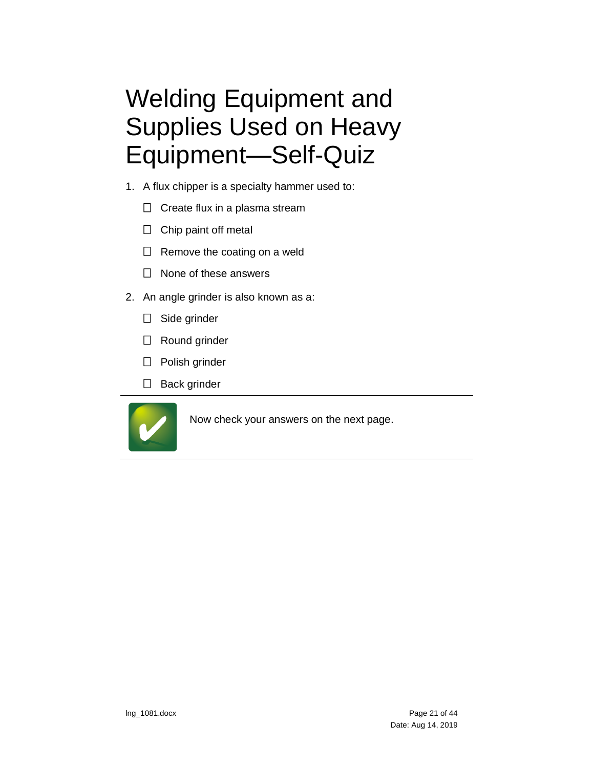# Welding Equipment and Supplies Used on Heavy Equipment—Self-Quiz

1. A flux chipper is a specialty hammer used to:
   - ☐ Create flux in a plasma stream
   - ☐ Chip paint off metal
   - ☐ Remove the coating on a weld
   - ☐ None of these answers
2. An angle grinder is also known as a:
   - ☐ Side grinder
   - ☐ Round grinder
   - ☐ Polish grinder
   - ☐ Back grinder

---

Now check your answers on the next page.

---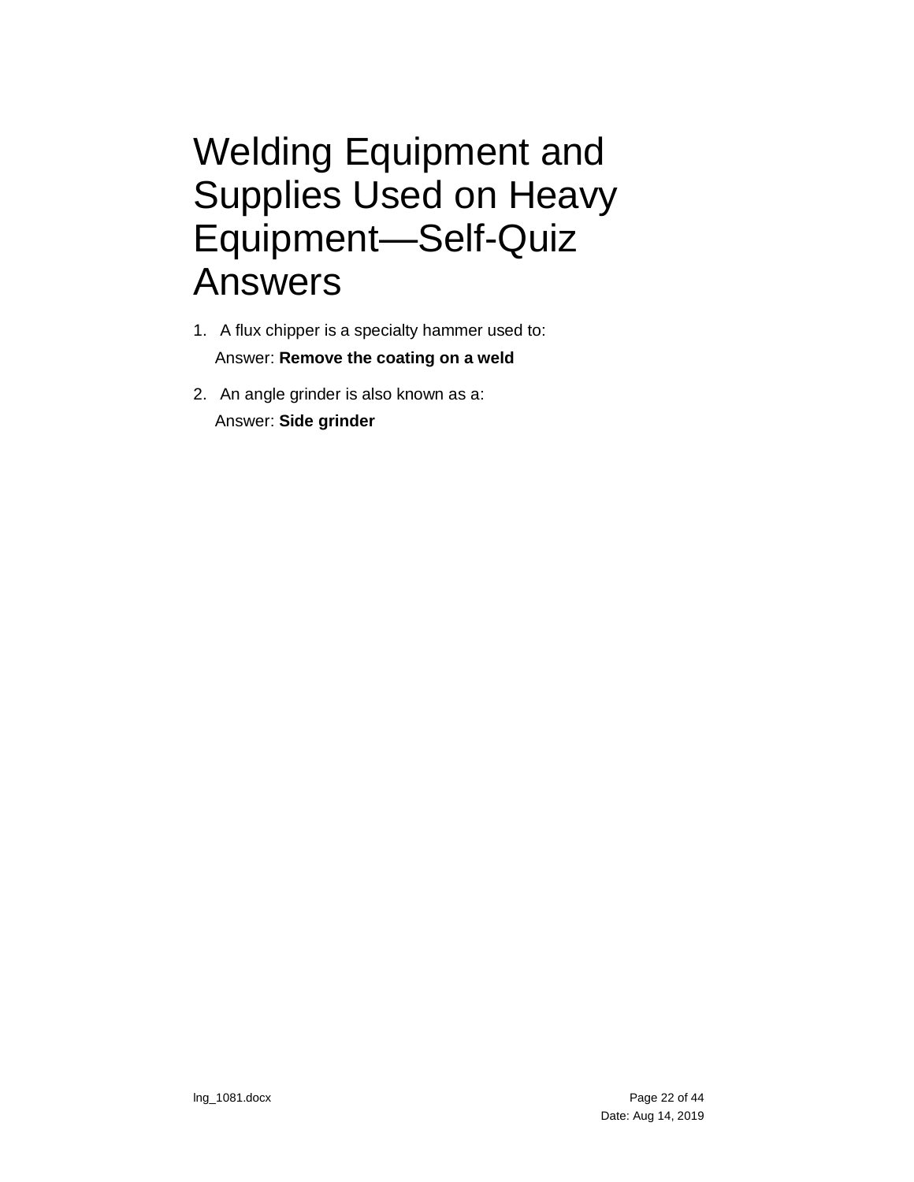# Welding Equipment and Supplies Used on Heavy Equipment—Self-Quiz Answers

1. A flux chipper is a specialty hammer used to:

   Answer: **Remove the coating on a weld**

2. An angle grinder is also known as a:

   Answer: **Side grinder**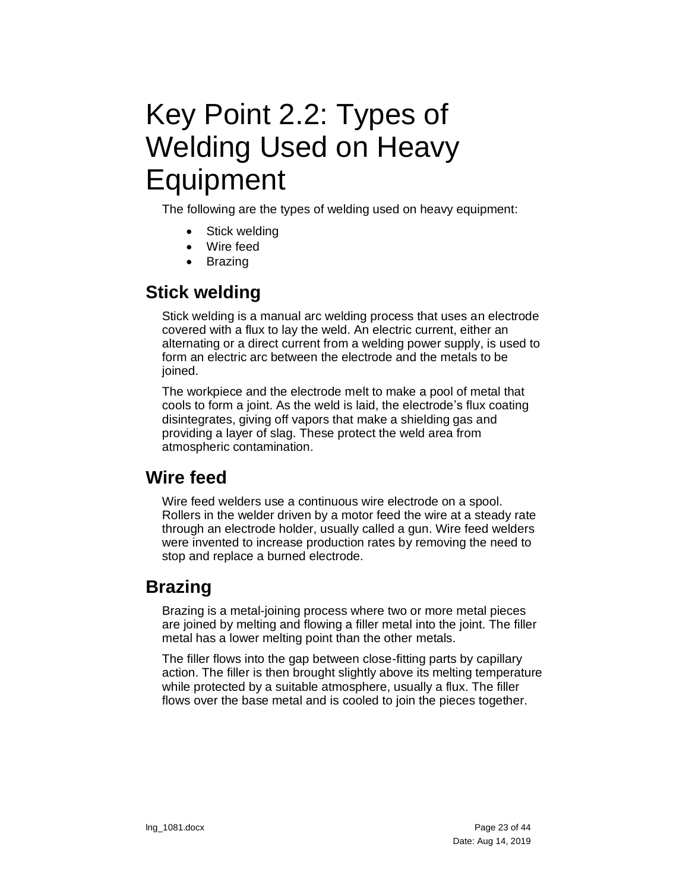# Key Point 2.2: Types of Welding Used on Heavy Equipment

The following are the types of welding used on heavy equipment:

- Stick welding
- Wire feed
- Brazing

## Stick welding

Stick welding is a manual arc welding process that uses an electrode covered with a flux to lay the weld. An electric current, either an alternating or a direct current from a welding power supply, is used to form an electric arc between the electrode and the metals to be joined.

The workpiece and the electrode melt to make a pool of metal that cools to form a joint. As the weld is laid, the electrode's flux coating disintegrates, giving off vapors that make a shielding gas and providing a layer of slag. These protect the weld area from atmospheric contamination.

## Wire feed

Wire feed welders use a continuous wire electrode on a spool. Rollers in the welder driven by a motor feed the wire at a steady rate through an electrode holder, usually called a gun. Wire feed welders were invented to increase production rates by removing the need to stop and replace a burned electrode.

## Brazing

Brazing is a metal-joining process where two or more metal pieces are joined by melting and flowing a filler metal into the joint. The filler metal has a lower melting point than the other metals.

The filler flows into the gap between close-fitting parts by capillary action. The filler is then brought slightly above its melting temperature while protected by a suitable atmosphere, usually a flux. The filler flows over the base metal and is cooled to join the pieces together.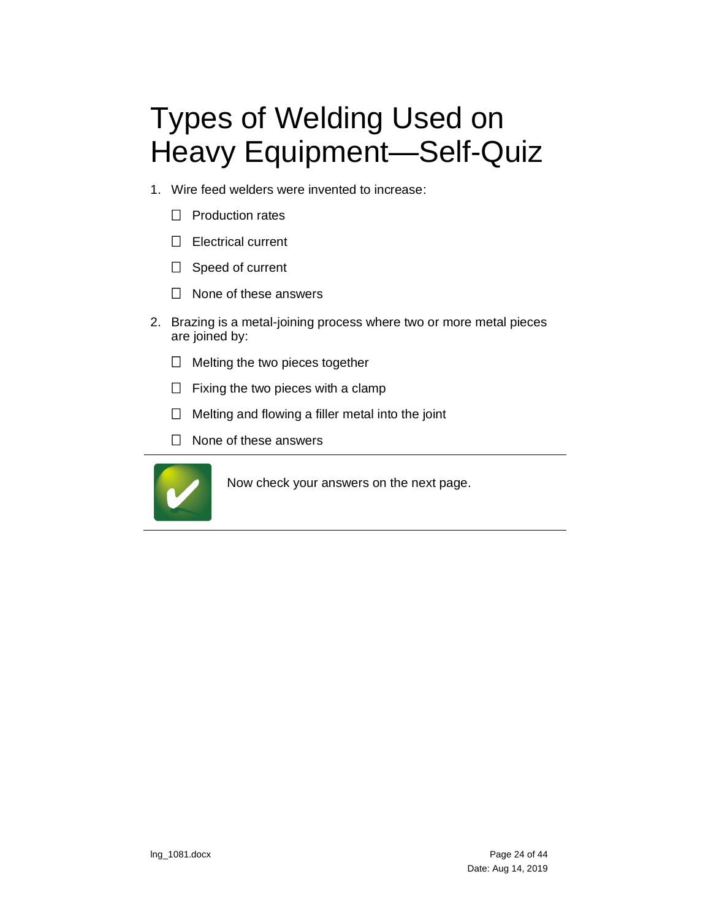# Types of Welding Used on Heavy Equipment—Self-Quiz

1. Wire feed welders were invented to increase:

   - ☐ Production rates
   - ☐ Electrical current
   - ☐ Speed of current
   - ☐ None of these answers

2. Brazing is a metal-joining process where two or more metal pieces are joined by:

   - ☐ Melting the two pieces together
   - ☐ Fixing the two pieces with a clamp
   - ☐ Melting and flowing a filler metal into the joint
   - ☐ None of these answers

---

Now check your answers on the next page.

---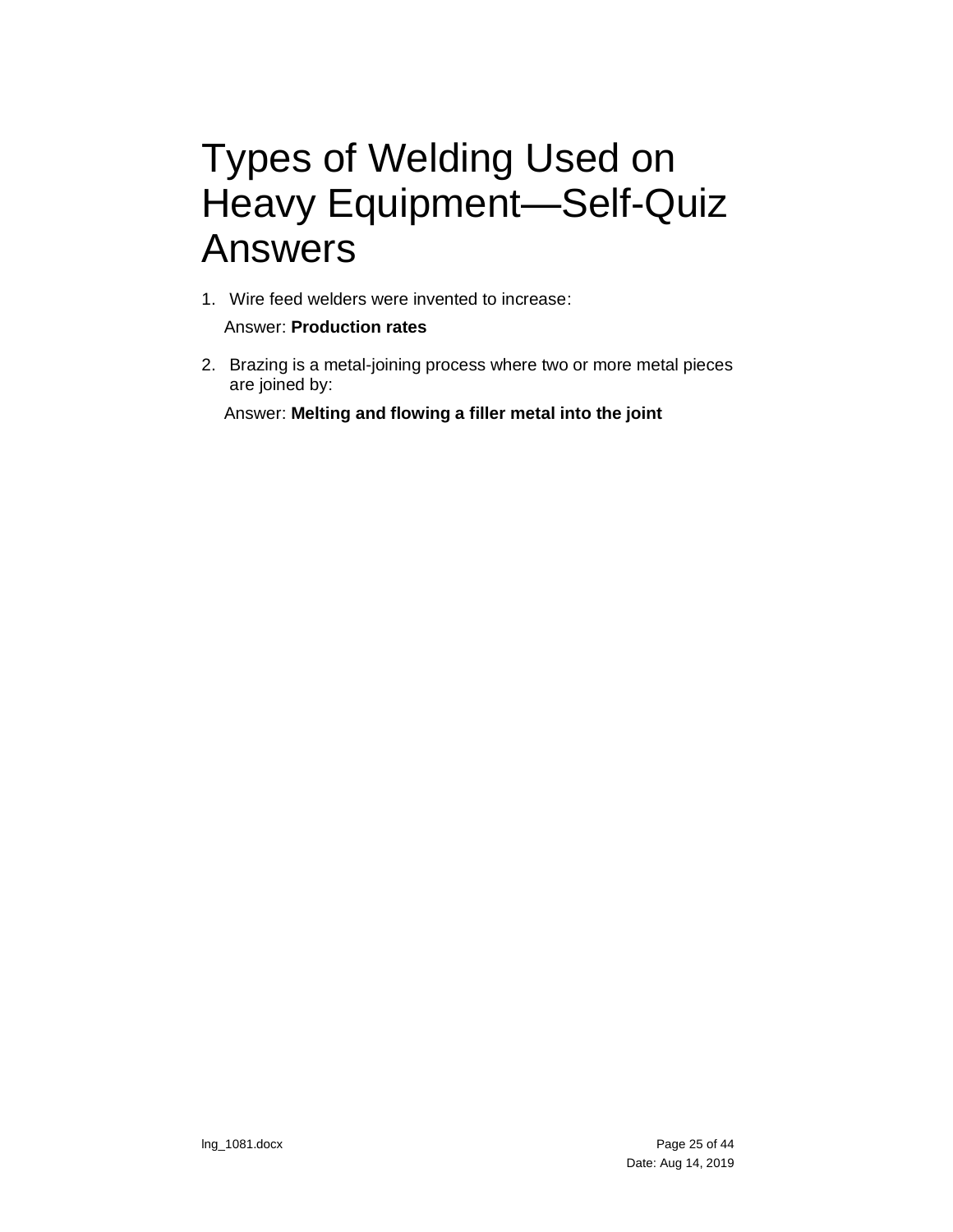# Types of Welding Used on Heavy Equipment—Self-Quiz Answers

1. Wire feed welders were invented to increase:

   Answer: **Production rates**

2. Brazing is a metal-joining process where two or more metal pieces are joined by:

   Answer: **Melting and flowing a filler metal into the joint**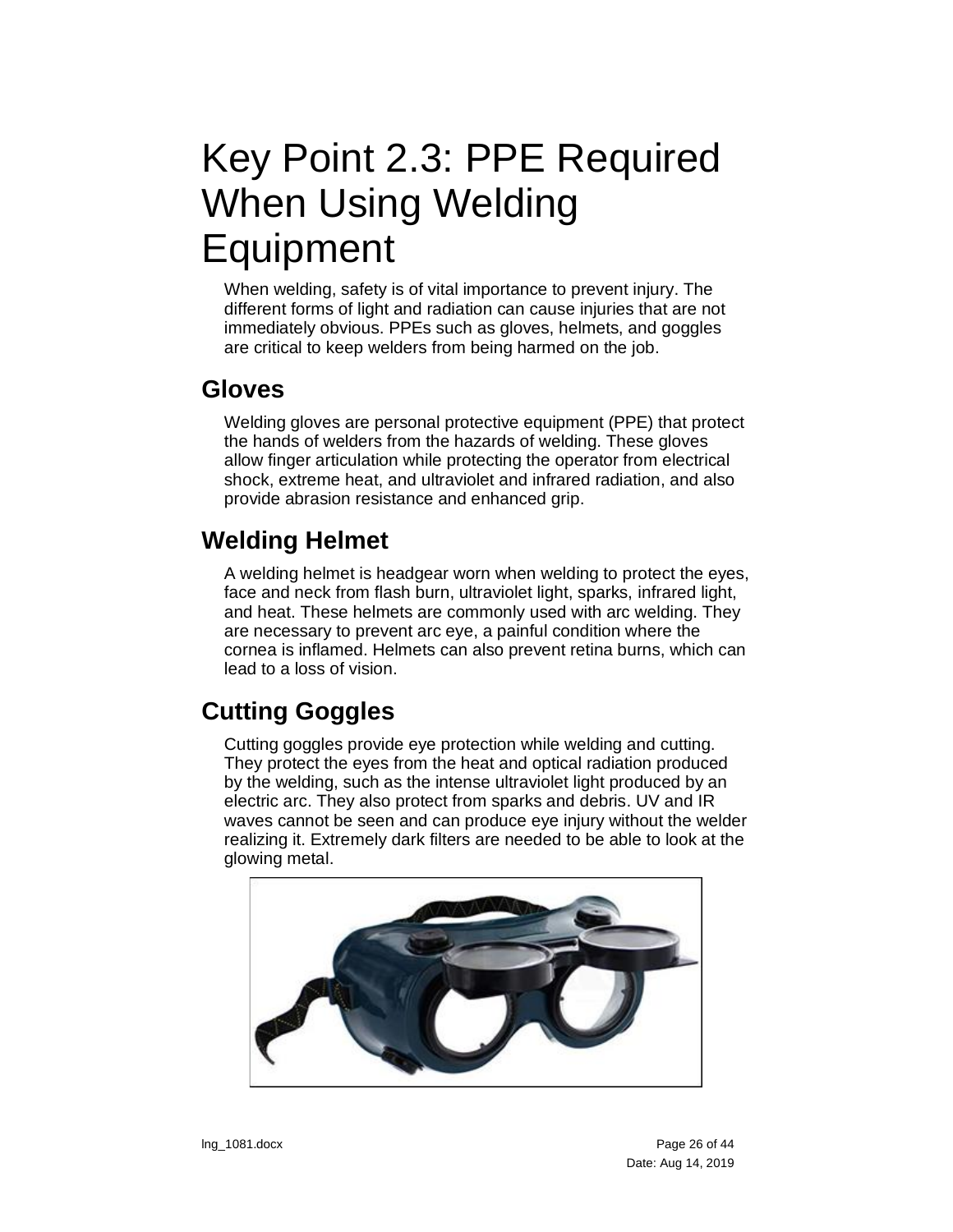# Key Point 2.3: PPE Required When Using Welding Equipment

When welding, safety is of vital importance to prevent injury. The different forms of light and radiation can cause injuries that are not immediately obvious. PPEs such as gloves, helmets, and goggles are critical to keep welders from being harmed on the job.

## Gloves

Welding gloves are personal protective equipment (PPE) that protect the hands of welders from the hazards of welding. These gloves allow finger articulation while protecting the operator from electrical shock, extreme heat, and ultraviolet and infrared radiation, and also provide abrasion resistance and enhanced grip.

## Welding Helmet

A welding helmet is headgear worn when welding to protect the eyes, face and neck from flash burn, ultraviolet light, sparks, infrared light, and heat. These helmets are commonly used with arc welding. They are necessary to prevent arc eye, a painful condition where the cornea is inflamed. Helmets can also prevent retina burns, which can lead to a loss of vision.

## Cutting Goggles

Cutting goggles provide eye protection while welding and cutting. They protect the eyes from the heat and optical radiation produced by the welding, such as the intense ultraviolet light produced by an electric arc. They also protect from sparks and debris. UV and IR waves cannot be seen and can produce eye injury without the welder realizing it. Extremely dark filters are needed to be able to look at the glowing metal.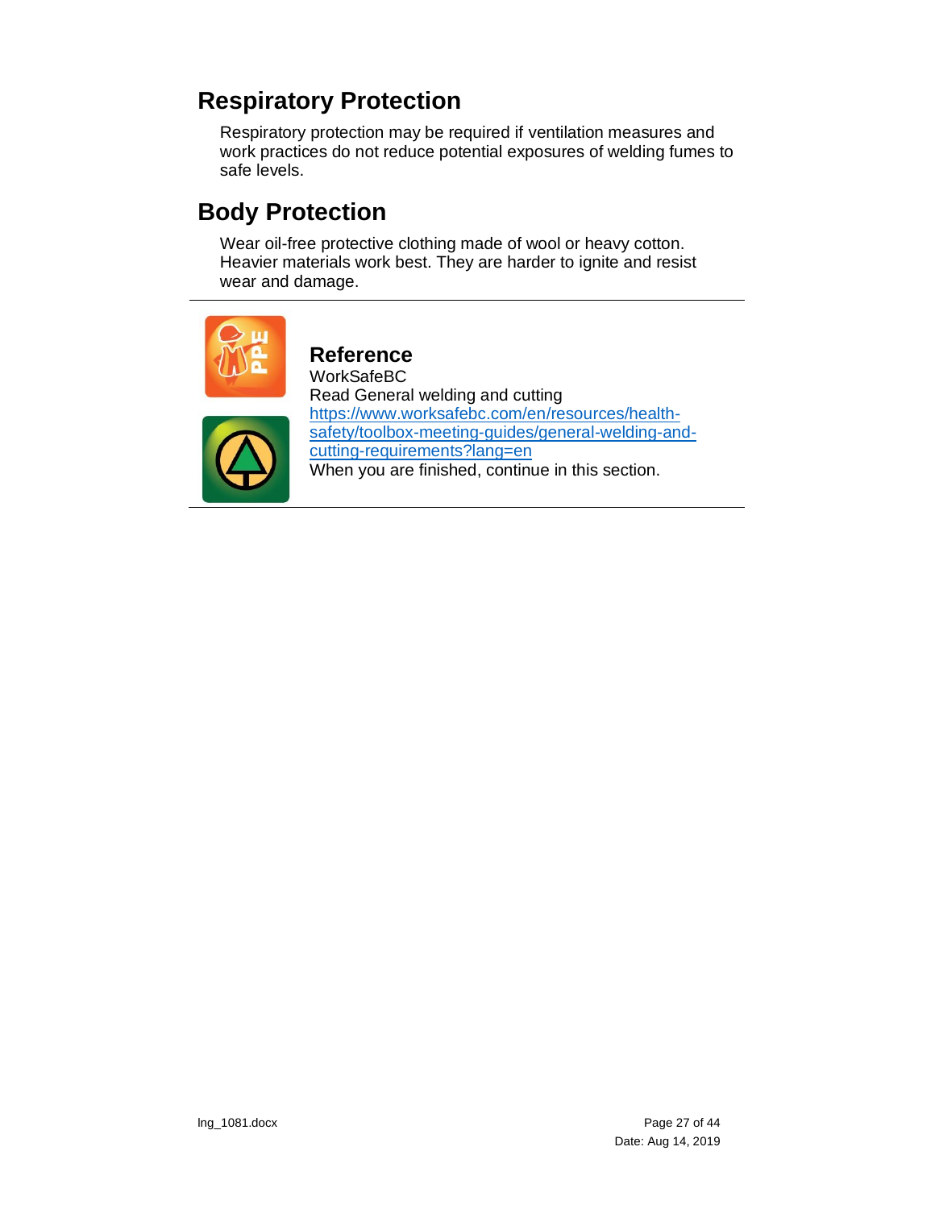## Respiratory Protection

Respiratory protection may be required if ventilation measures and work practices do not reduce potential exposures of welding fumes to safe levels.

## Body Protection

Wear oil-free protective clothing made of wool or heavy cotton. Heavier materials work best. They are harder to ignite and resist wear and damage.

---

### Reference

WorkSafeBC
Read General welding and cutting
https://www.worksafebc.com/en/resources/health-safety/toolbox-meeting-guides/general-welding-and-cutting-requirements?lang=en
When you are finished, continue in this section.

---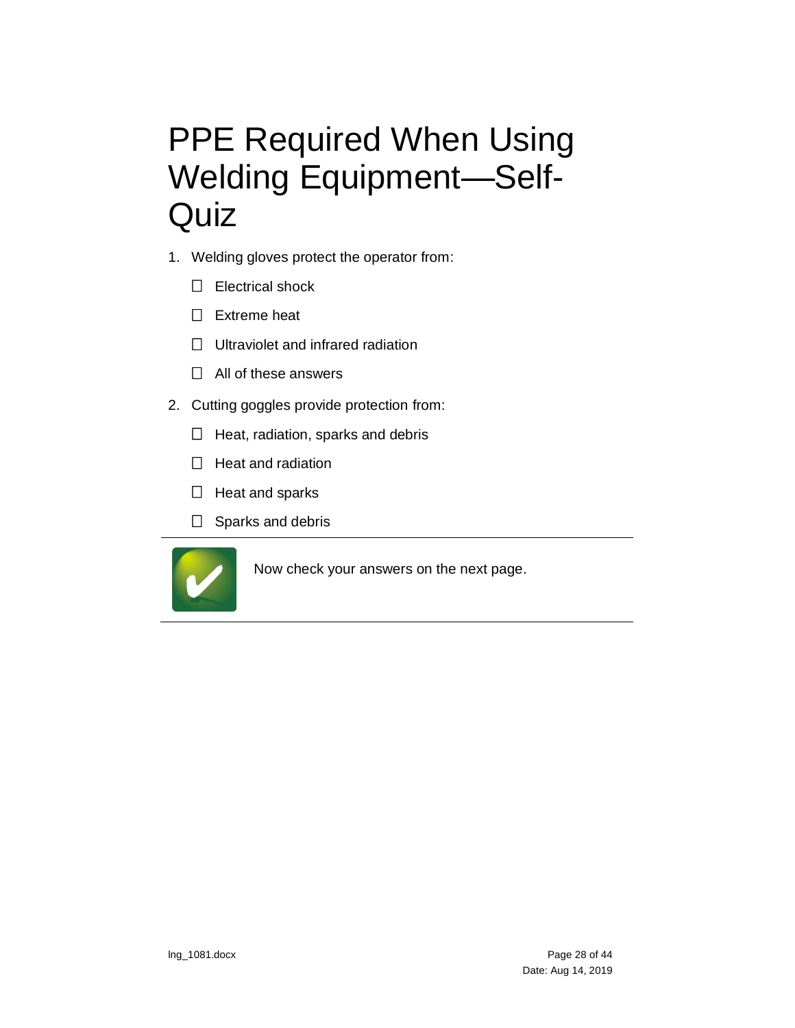# PPE Required When Using Welding Equipment—Self-Quiz

1. Welding gloves protect the operator from:
   - ☐ Electrical shock
   - ☐ Extreme heat
   - ☐ Ultraviolet and infrared radiation
   - ☐ All of these answers
2. Cutting goggles provide protection from:
   - ☐ Heat, radiation, sparks and debris
   - ☐ Heat and radiation
   - ☐ Heat and sparks
   - ☐ Sparks and debris

---

Now check your answers on the next page.

---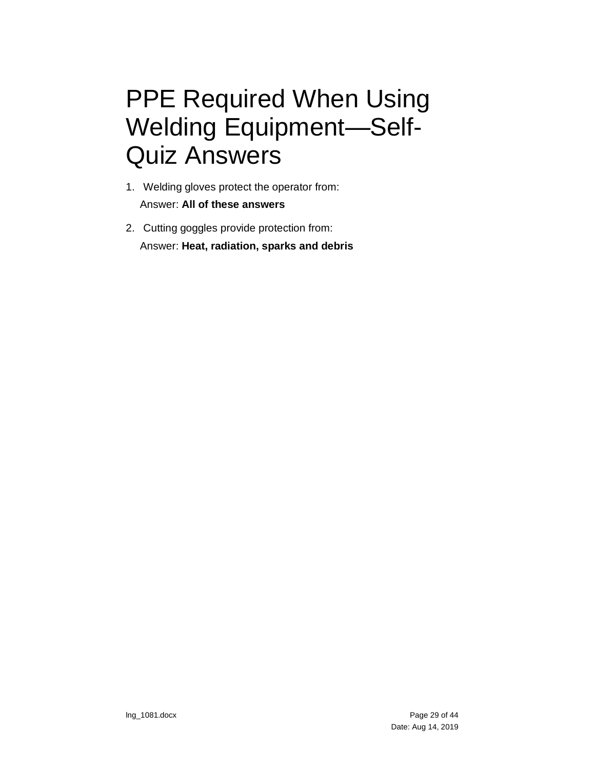# PPE Required When Using Welding Equipment—Self-Quiz Answers

1. Welding gloves protect the operator from:
   Answer: **All of these answers**

2. Cutting goggles provide protection from:
   Answer: **Heat, radiation, sparks and debris**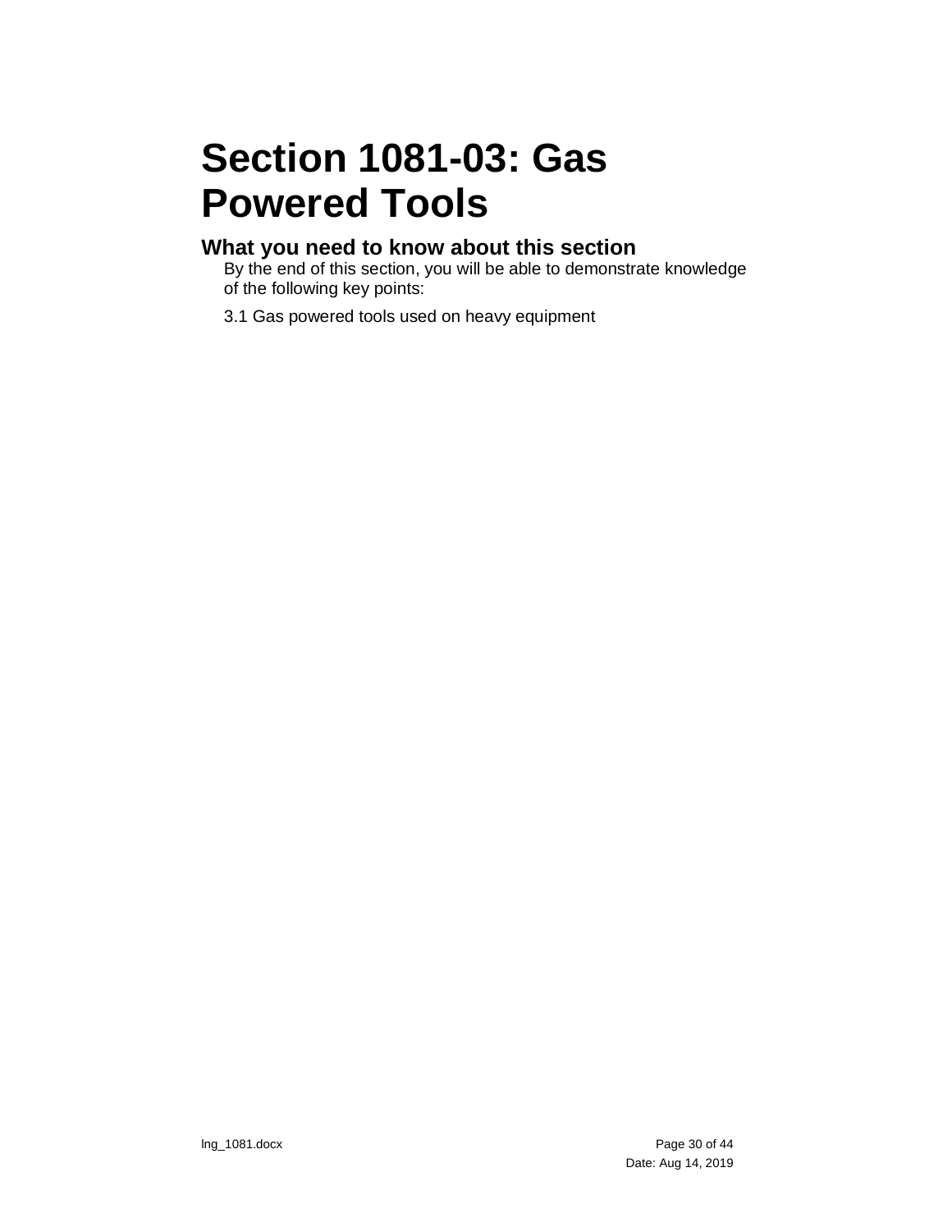# Section 1081-03: Gas Powered Tools

## What you need to know about this section

By the end of this section, you will be able to demonstrate knowledge of the following key points:

3.1 Gas powered tools used on heavy equipment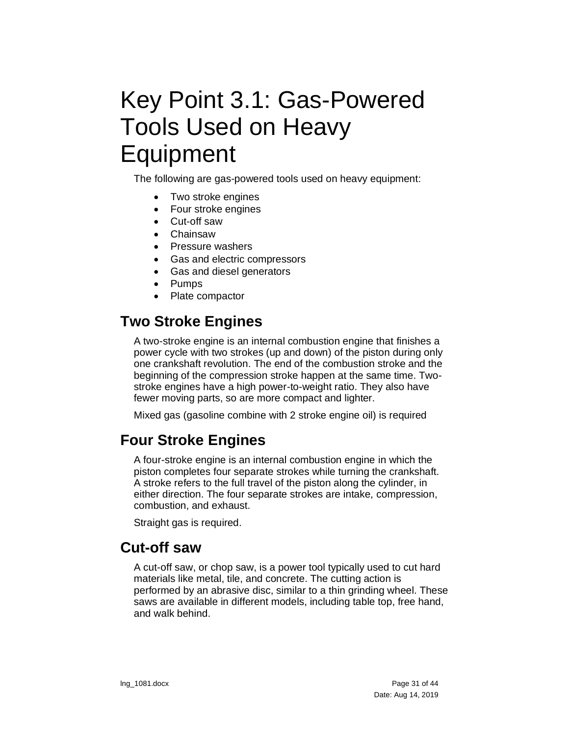# Key Point 3.1: Gas-Powered Tools Used on Heavy Equipment

The following are gas-powered tools used on heavy equipment:

- Two stroke engines
- Four stroke engines
- Cut-off saw
- Chainsaw
- Pressure washers
- Gas and electric compressors
- Gas and diesel generators
- Pumps
- Plate compactor

## Two Stroke Engines

A two-stroke engine is an internal combustion engine that finishes a power cycle with two strokes (up and down) of the piston during only one crankshaft revolution. The end of the combustion stroke and the beginning of the compression stroke happen at the same time. Two-stroke engines have a high power-to-weight ratio. They also have fewer moving parts, so are more compact and lighter.

Mixed gas (gasoline combine with 2 stroke engine oil) is required

## Four Stroke Engines

A four-stroke engine is an internal combustion engine in which the piston completes four separate strokes while turning the crankshaft. A stroke refers to the full travel of the piston along the cylinder, in either direction. The four separate strokes are intake, compression, combustion, and exhaust.

Straight gas is required.

## Cut-off saw

A cut-off saw, or chop saw, is a power tool typically used to cut hard materials like metal, tile, and concrete. The cutting action is performed by an abrasive disc, similar to a thin grinding wheel. These saws are available in different models, including table top, free hand, and walk behind.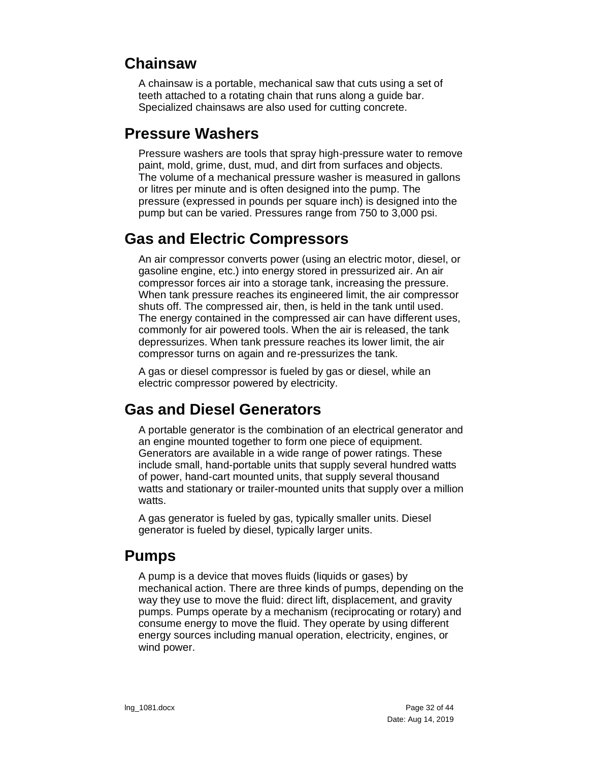## Chainsaw

A chainsaw is a portable, mechanical saw that cuts using a set of teeth attached to a rotating chain that runs along a guide bar. Specialized chainsaws are also used for cutting concrete.

## Pressure Washers

Pressure washers are tools that spray high-pressure water to remove paint, mold, grime, dust, mud, and dirt from surfaces and objects. The volume of a mechanical pressure washer is measured in gallons or litres per minute and is often designed into the pump. The pressure (expressed in pounds per square inch) is designed into the pump but can be varied. Pressures range from 750 to 3,000 psi.

## Gas and Electric Compressors

An air compressor converts power (using an electric motor, diesel, or gasoline engine, etc.) into energy stored in pressurized air. An air compressor forces air into a storage tank, increasing the pressure. When tank pressure reaches its engineered limit, the air compressor shuts off. The compressed air, then, is held in the tank until used. The energy contained in the compressed air can have different uses, commonly for air powered tools. When the air is released, the tank depressurizes. When tank pressure reaches its lower limit, the air compressor turns on again and re-pressurizes the tank.

A gas or diesel compressor is fueled by gas or diesel, while an electric compressor powered by electricity.

## Gas and Diesel Generators

A portable generator is the combination of an electrical generator and an engine mounted together to form one piece of equipment. Generators are available in a wide range of power ratings. These include small, hand-portable units that supply several hundred watts of power, hand-cart mounted units, that supply several thousand watts and stationary or trailer-mounted units that supply over a million watts.

A gas generator is fueled by gas, typically smaller units. Diesel generator is fueled by diesel, typically larger units.

## Pumps

A pump is a device that moves fluids (liquids or gases) by mechanical action. There are three kinds of pumps, depending on the way they use to move the fluid: direct lift, displacement, and gravity pumps. Pumps operate by a mechanism (reciprocating or rotary) and consume energy to move the fluid. They operate by using different energy sources including manual operation, electricity, engines, or wind power.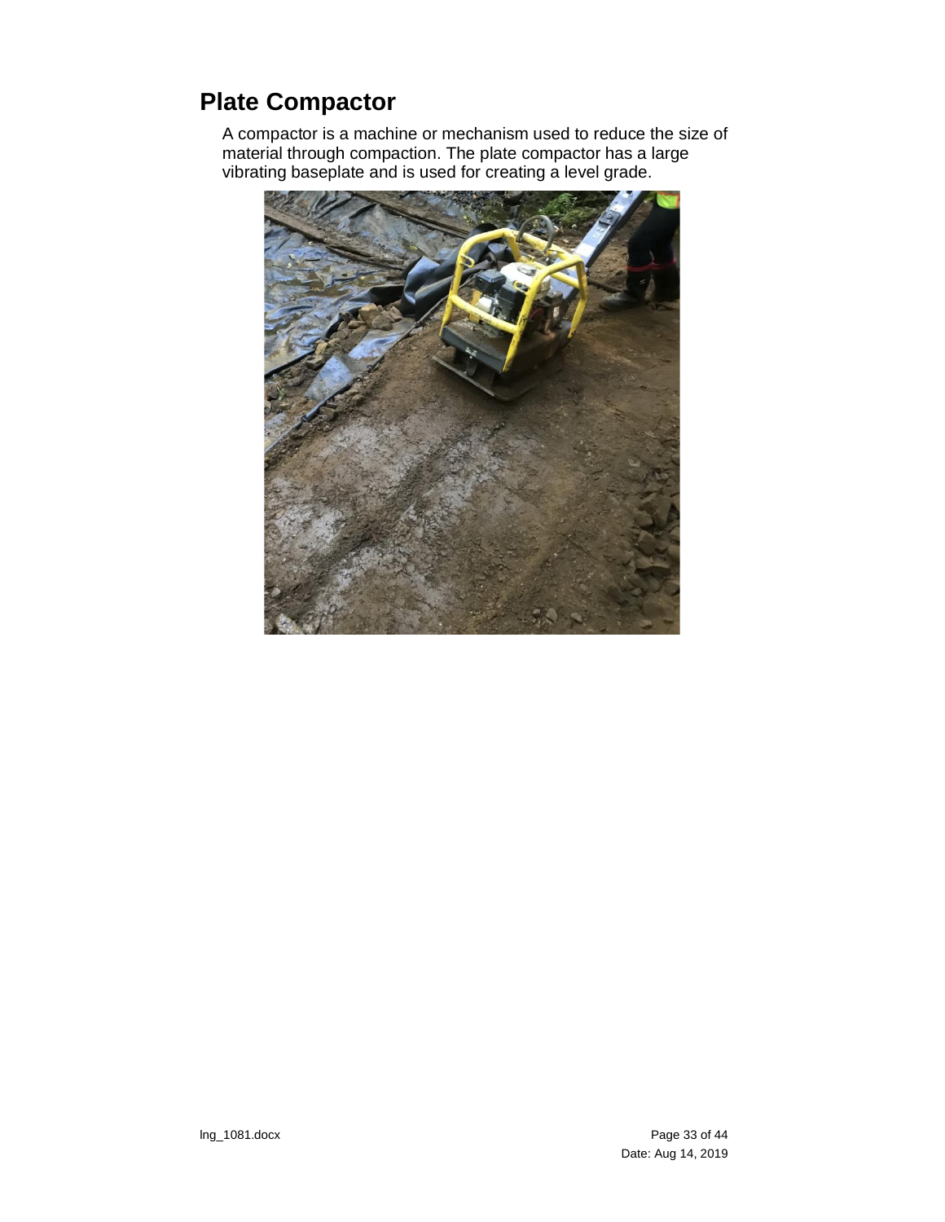# Plate Compactor

A compactor is a machine or mechanism used to reduce the size of material through compaction. The plate compactor has a large vibrating baseplate and is used for creating a level grade.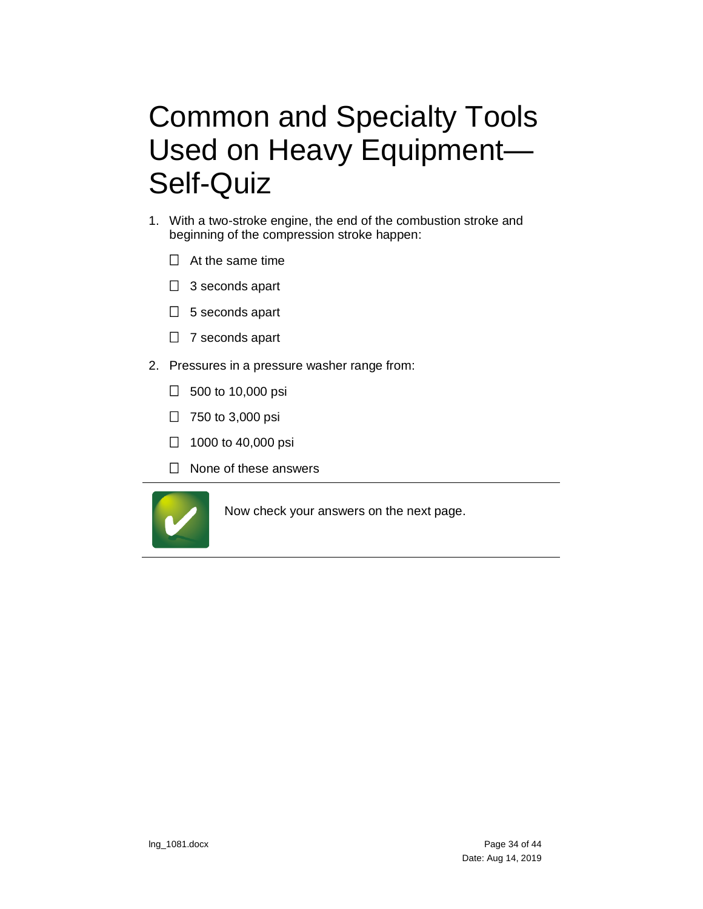# Common and Specialty Tools Used on Heavy Equipment—Self-Quiz

1. With a two-stroke engine, the end of the combustion stroke and beginning of the compression stroke happen:

   - ☐ At the same time
   - ☐ 3 seconds apart
   - ☐ 5 seconds apart
   - ☐ 7 seconds apart

2. Pressures in a pressure washer range from:

   - ☐ 500 to 10,000 psi
   - ☐ 750 to 3,000 psi
   - ☐ 1000 to 40,000 psi
   - ☐ None of these answers

---

Now check your answers on the next page.

---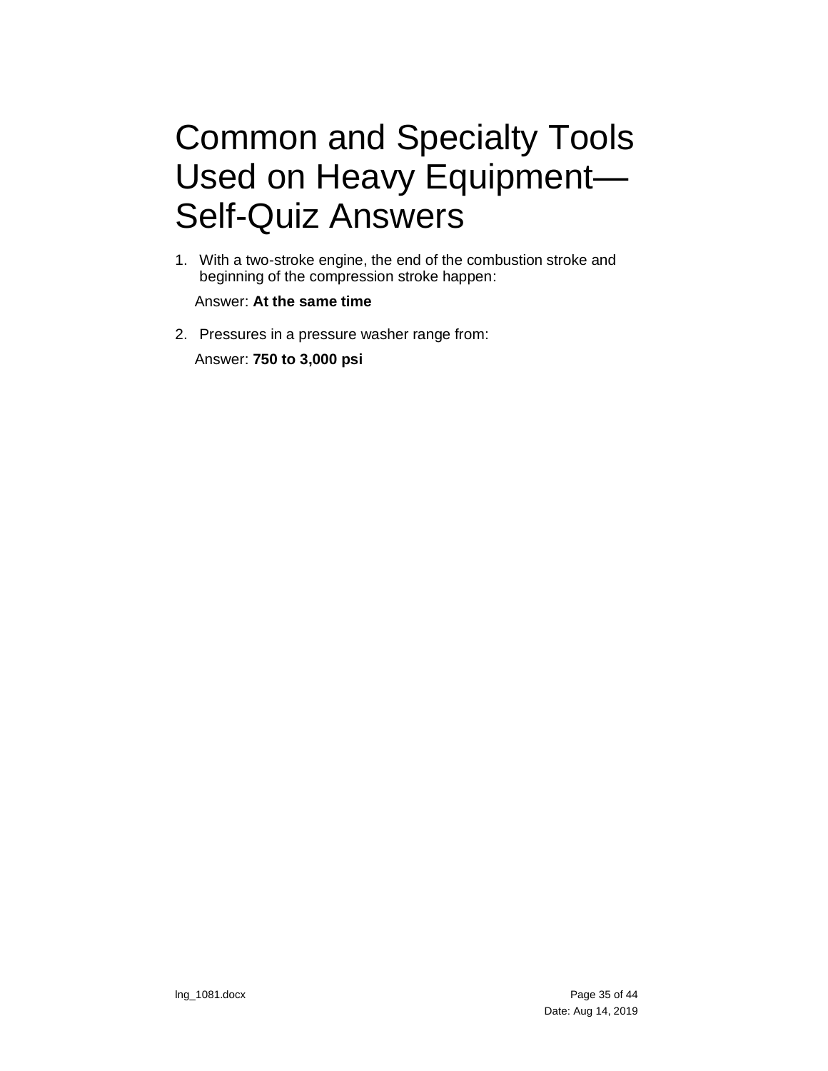# Common and Specialty Tools Used on Heavy Equipment—Self-Quiz Answers

1. With a two-stroke engine, the end of the combustion stroke and beginning of the compression stroke happen:

   Answer: **At the same time**

2. Pressures in a pressure washer range from:

   Answer: **750 to 3,000 psi**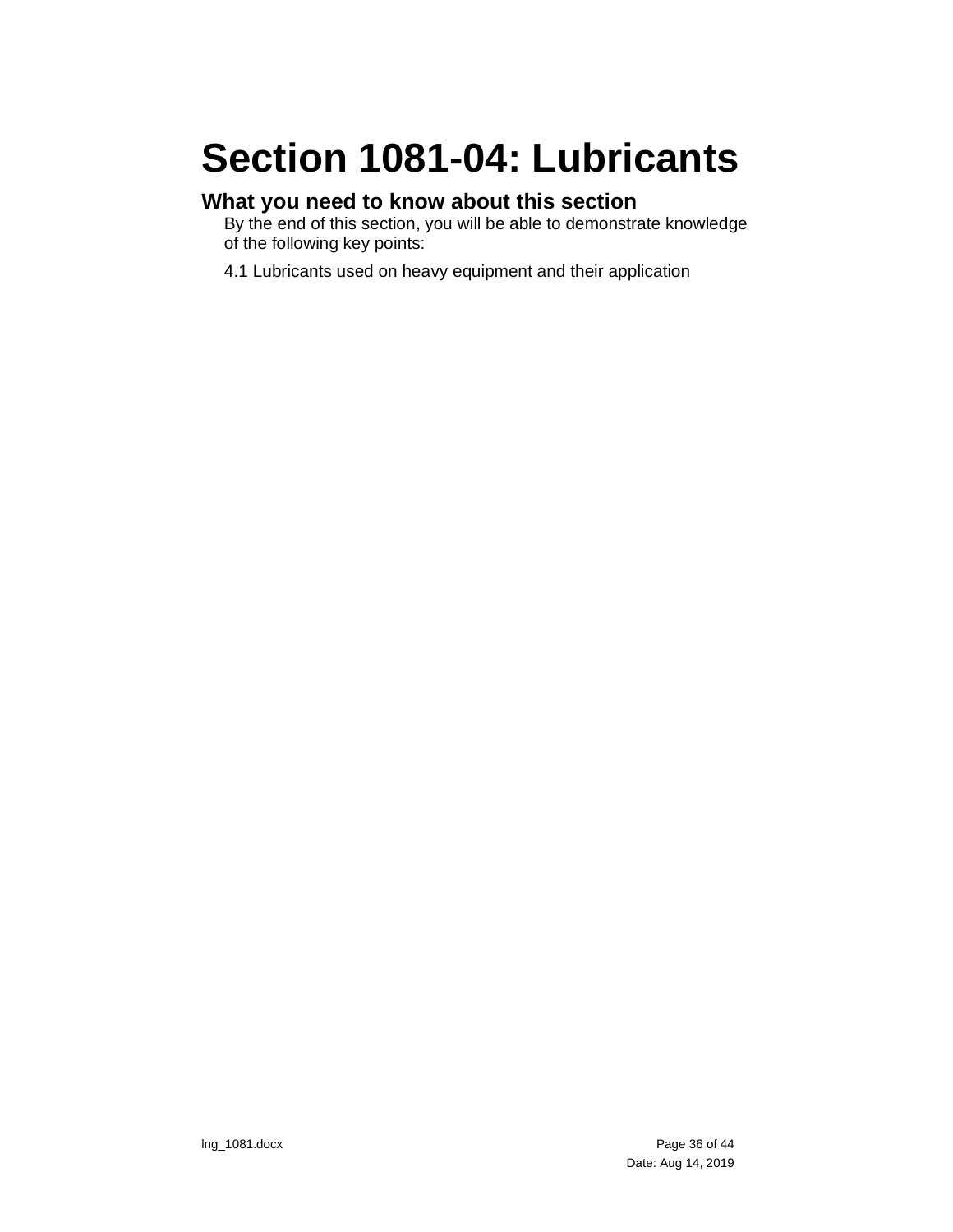# Section 1081-04: Lubricants

## What you need to know about this section

By the end of this section, you will be able to demonstrate knowledge of the following key points:

4.1 Lubricants used on heavy equipment and their application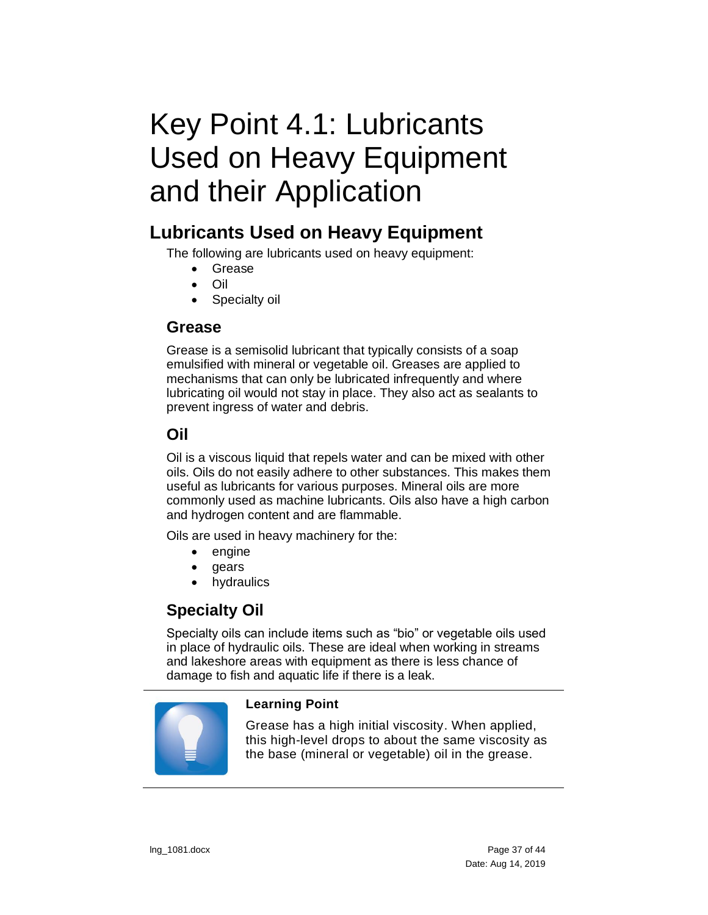# Key Point 4.1: Lubricants Used on Heavy Equipment and their Application

## Lubricants Used on Heavy Equipment

The following are lubricants used on heavy equipment:

- Grease
- Oil
- Specialty oil

### Grease

Grease is a semisolid lubricant that typically consists of a soap emulsified with mineral or vegetable oil. Greases are applied to mechanisms that can only be lubricated infrequently and where lubricating oil would not stay in place. They also act as sealants to prevent ingress of water and debris.

### Oil

Oil is a viscous liquid that repels water and can be mixed with other oils. Oils do not easily adhere to other substances. This makes them useful as lubricants for various purposes. Mineral oils are more commonly used as machine lubricants. Oils also have a high carbon and hydrogen content and are flammable.

Oils are used in heavy machinery for the:

- engine
- gears
- hydraulics

### Specialty Oil

Specialty oils can include items such as "bio" or vegetable oils used in place of hydraulic oils. These are ideal when working in streams and lakeshore areas with equipment as there is less chance of damage to fish and aquatic life if there is a leak.

---

**Learning Point**

Grease has a high initial viscosity. When applied, this high-level drops to about the same viscosity as the base (mineral or vegetable) oil in the grease.

---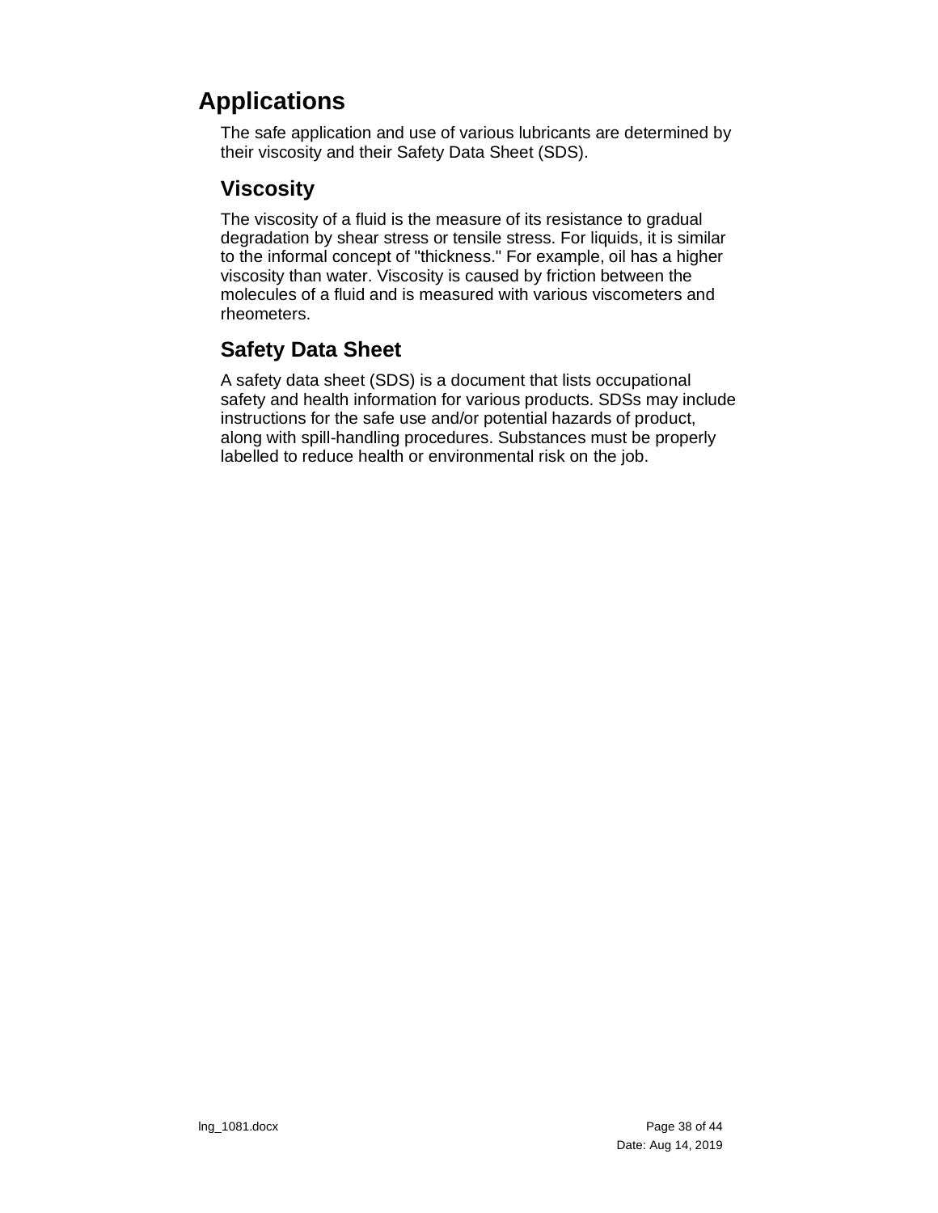# Applications

The safe application and use of various lubricants are determined by their viscosity and their Safety Data Sheet (SDS).

## Viscosity

The viscosity of a fluid is the measure of its resistance to gradual degradation by shear stress or tensile stress. For liquids, it is similar to the informal concept of "thickness." For example, oil has a higher viscosity than water. Viscosity is caused by friction between the molecules of a fluid and is measured with various viscometers and rheometers.

## Safety Data Sheet

A safety data sheet (SDS) is a document that lists occupational safety and health information for various products. SDSs may include instructions for the safe use and/or potential hazards of product, along with spill-handling procedures. Substances must be properly labelled to reduce health or environmental risk on the job.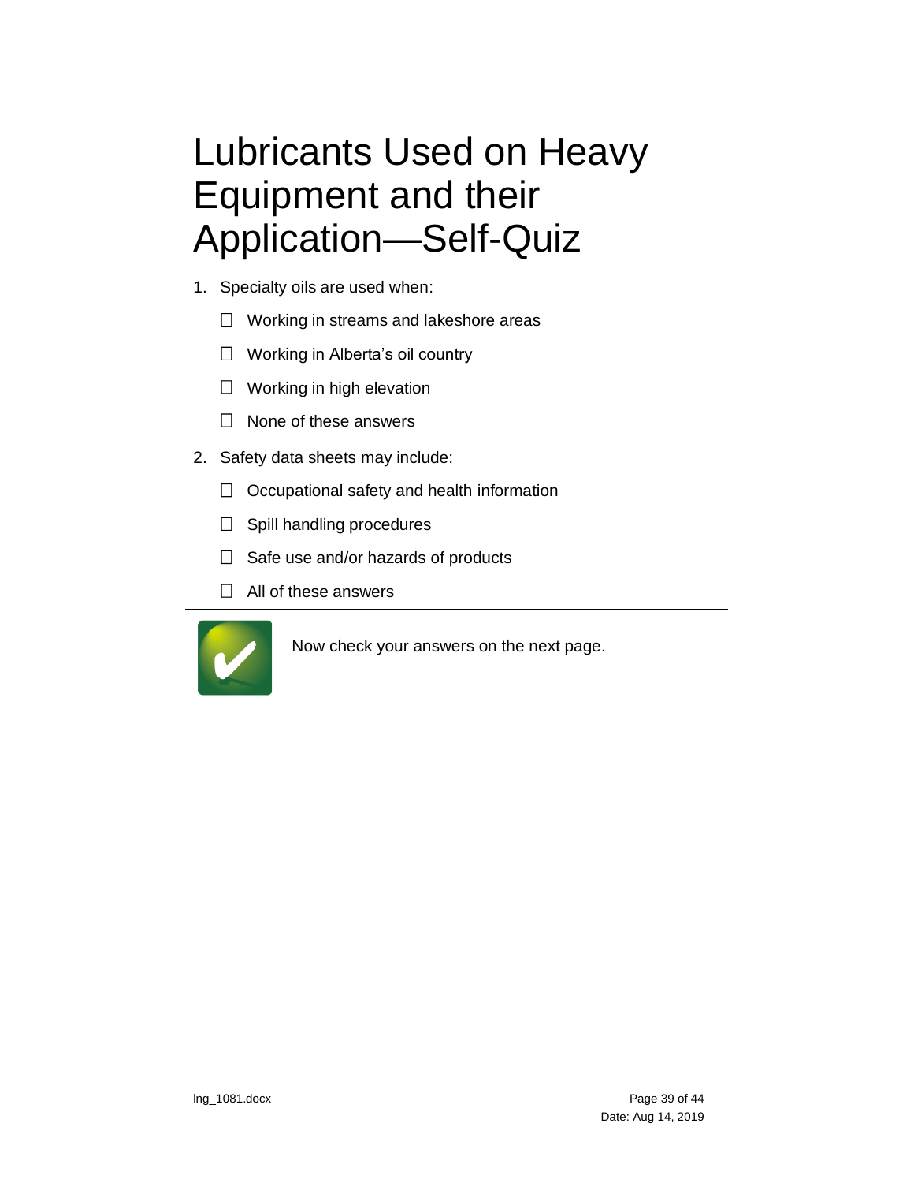# Lubricants Used on Heavy Equipment and their Application—Self-Quiz

1. Specialty oils are used when:

   - ☐ Working in streams and lakeshore areas
   - ☐ Working in Alberta's oil country
   - ☐ Working in high elevation
   - ☐ None of these answers

2. Safety data sheets may include:

   - ☐ Occupational safety and health information
   - ☐ Spill handling procedures
   - ☐ Safe use and/or hazards of products
   - ☐ All of these answers

---

Now check your answers on the next page.

---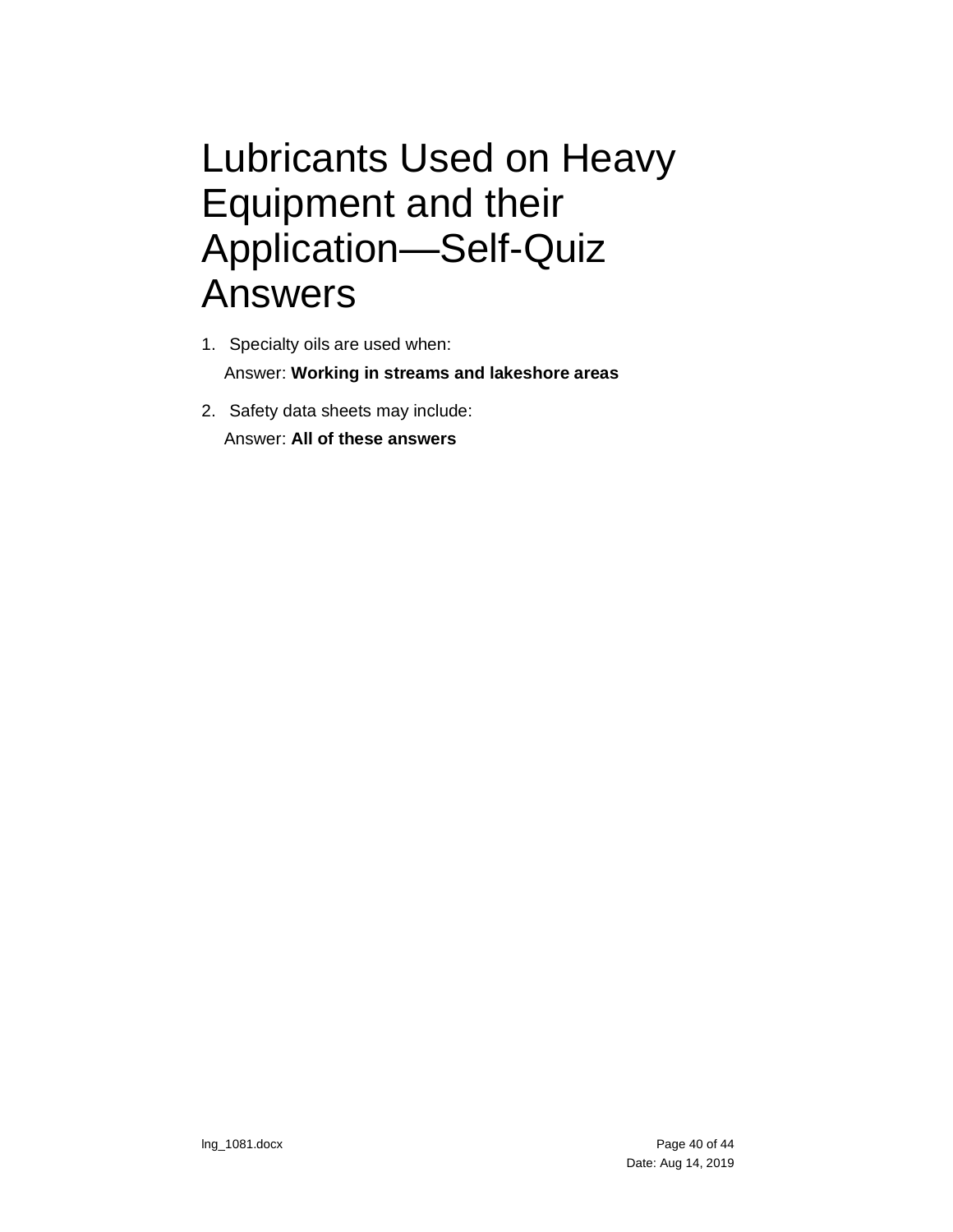# Lubricants Used on Heavy Equipment and their Application—Self-Quiz Answers

1. Specialty oils are used when:

   Answer: **Working in streams and lakeshore areas**

2. Safety data sheets may include:

   Answer: **All of these answers**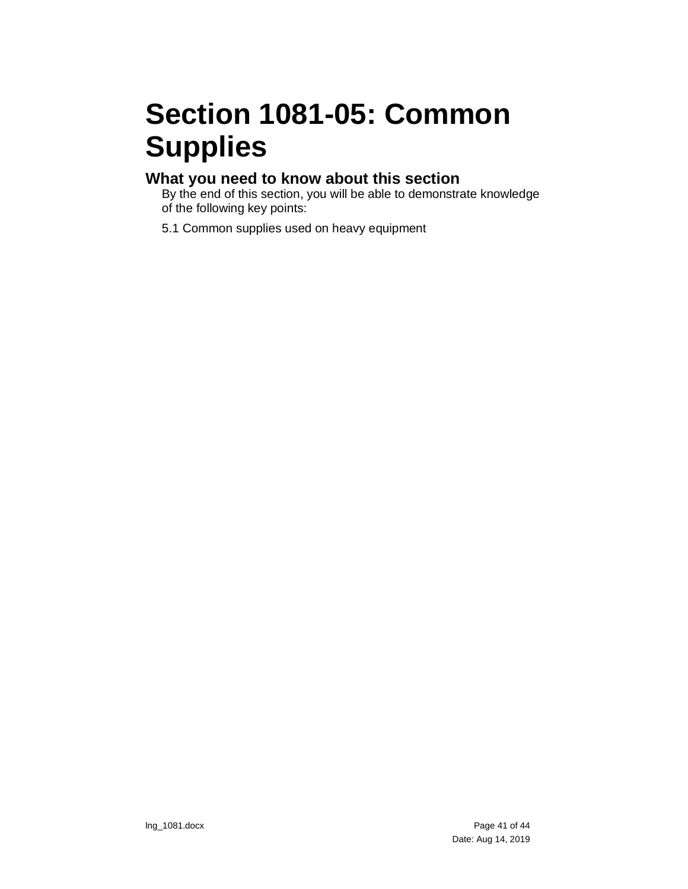# Section 1081-05: Common Supplies

## What you need to know about this section

By the end of this section, you will be able to demonstrate knowledge of the following key points:

5.1 Common supplies used on heavy equipment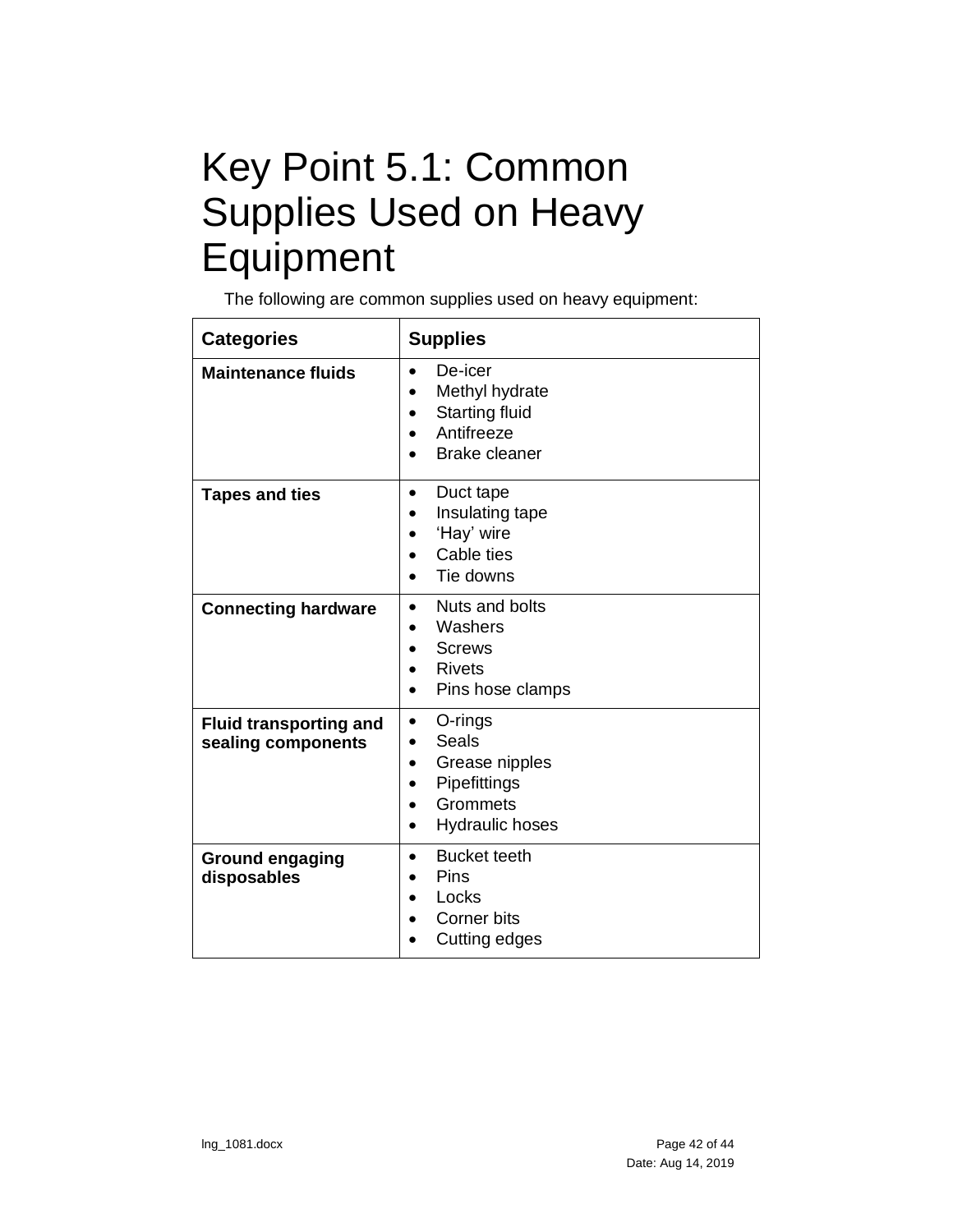# Key Point 5.1: Common Supplies Used on Heavy Equipment

The following are common supplies used on heavy equipment:

| Categories | Supplies |
| --- | --- |
| **Maintenance fluids** | • De-icer<br>• Methyl hydrate<br>• Starting fluid<br>• Antifreeze<br>• Brake cleaner |
| **Tapes and ties** | • Duct tape<br>• Insulating tape<br>• 'Hay' wire<br>• Cable ties<br>• Tie downs |
| **Connecting hardware** | • Nuts and bolts<br>• Washers<br>• Screws<br>• Rivets<br>• Pins hose clamps |
| **Fluid transporting and sealing components** | • O-rings<br>• Seals<br>• Grease nipples<br>• Pipefittings<br>• Grommets<br>• Hydraulic hoses |
| **Ground engaging disposables** | • Bucket teeth<br>• Pins<br>• Locks<br>• Corner bits<br>• Cutting edges |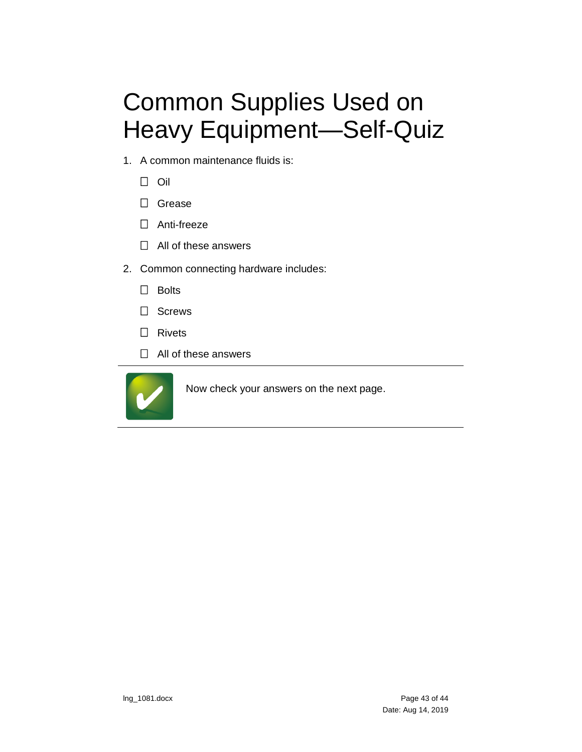# Common Supplies Used on Heavy Equipment—Self-Quiz

1. A common maintenance fluids is:

   - ☐ Oil
   - ☐ Grease
   - ☐ Anti-freeze
   - ☐ All of these answers

2. Common connecting hardware includes:

   - ☐ Bolts
   - ☐ Screws
   - ☐ Rivets
   - ☐ All of these answers

---

Now check your answers on the next page.

---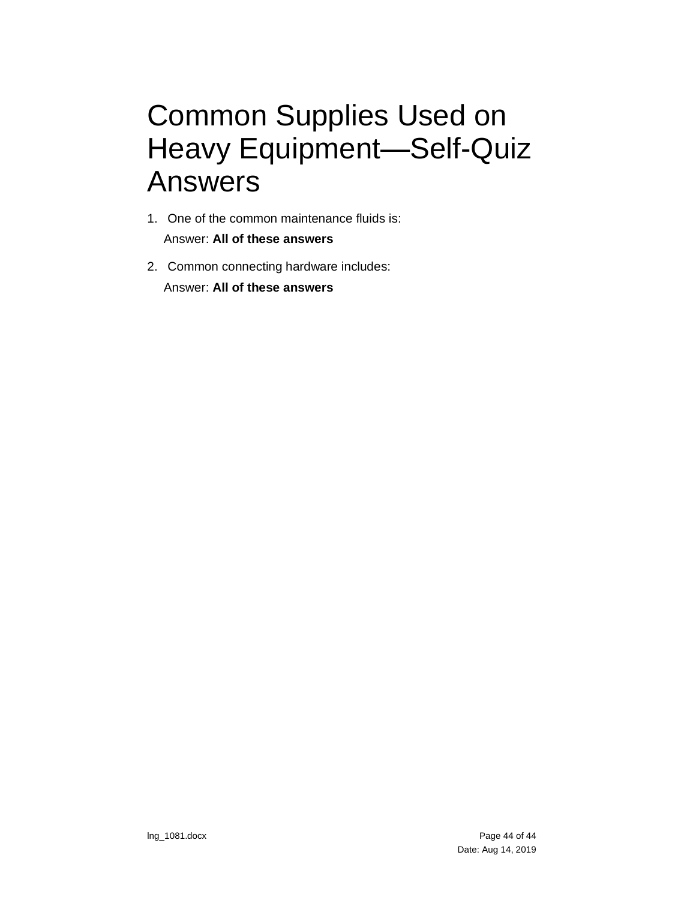# Common Supplies Used on Heavy Equipment—Self-Quiz Answers

1. One of the common maintenance fluids is:

   Answer: **All of these answers**

2. Common connecting hardware includes:

   Answer: **All of these answers**